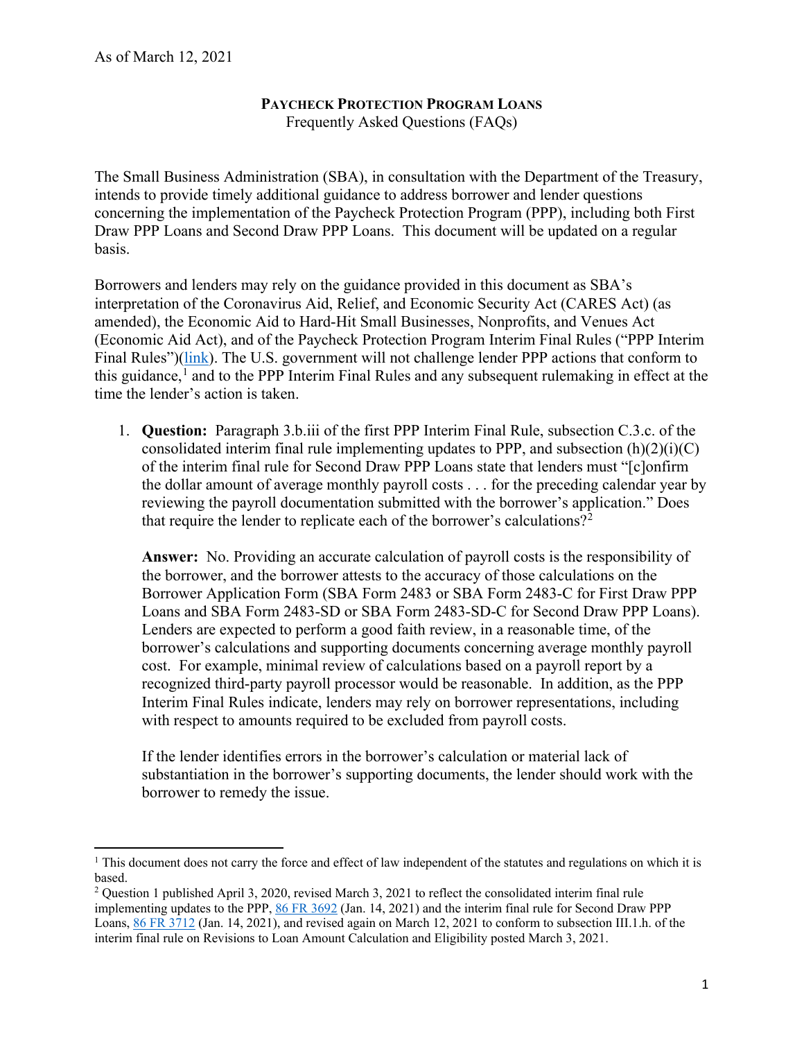As of March 12, 2021

# PAYCHECK PROTECTION PROGRAM LOANS

Frequently Asked Questions (FAQs)

The Small Business Administration (SBA), in consultation with the Department of the Treasury, intends to provide timely additional guidance to address borrower and lender questions concerning the implementation of the Paycheck Protection Program (PPP), including both First Draw PPP Loans and Second Draw PPP Loans. This document will be updated on a regular basis.

Borrowers and lenders may rely on the guidance provided in this document as SBA's interpretation of the Coronavirus Aid, Relief, and Economic Security Act (CARES Act) (as amended), the Economic Aid to Hard-Hit Small Businesses, Nonprofits, and Venues Act (Economic Aid Act), and of the Paycheck Protection Program Interim Final Rules ("PPP Interim Final Rules")(link). The U.S. government will not challenge lender PPP actions that conform to this guidance,[1] and to the PPP Interim Final Rules and any subsequent rulemaking in effect at the time the lender's action is taken.

1. **Question:** Paragraph 3.b.iii of the first PPP Interim Final Rule, subsection C.3.c. of the consolidated interim final rule implementing updates to PPP, and subsection (h)(2)(i)(C) of the interim final rule for Second Draw PPP Loans state that lenders must "[c]onfirm the dollar amount of average monthly payroll costs . . . for the preceding calendar year by reviewing the payroll documentation submitted with the borrower's application." Does that require the lender to replicate each of the borrower's calculations?[2]

   **Answer:** No. Providing an accurate calculation of payroll costs is the responsibility of the borrower, and the borrower attests to the accuracy of those calculations on the Borrower Application Form (SBA Form 2483 or SBA Form 2483-C for First Draw PPP Loans and SBA Form 2483-SD or SBA Form 2483-SD-C for Second Draw PPP Loans). Lenders are expected to perform a good faith review, in a reasonable time, of the borrower's calculations and supporting documents concerning average monthly payroll cost. For example, minimal review of calculations based on a payroll report by a recognized third-party payroll processor would be reasonable. In addition, as the PPP Interim Final Rules indicate, lenders may rely on borrower representations, including with respect to amounts required to be excluded from payroll costs.

   If the lender identifies errors in the borrower's calculation or material lack of substantiation in the borrower's supporting documents, the lender should work with the borrower to remedy the issue.

---

[1] This document does not carry the force and effect of law independent of the statutes and regulations on which it is based.

[2] Question 1 published April 3, 2020, revised March 3, 2021 to reflect the consolidated interim final rule implementing updates to the PPP, 86 FR 3692 (Jan. 14, 2021) and the interim final rule for Second Draw PPP Loans, 86 FR 3712 (Jan. 14, 2021), and revised again on March 12, 2021 to conform to subsection III.1.h. of the interim final rule on Revisions to Loan Amount Calculation and Eligibility posted March 3, 2021.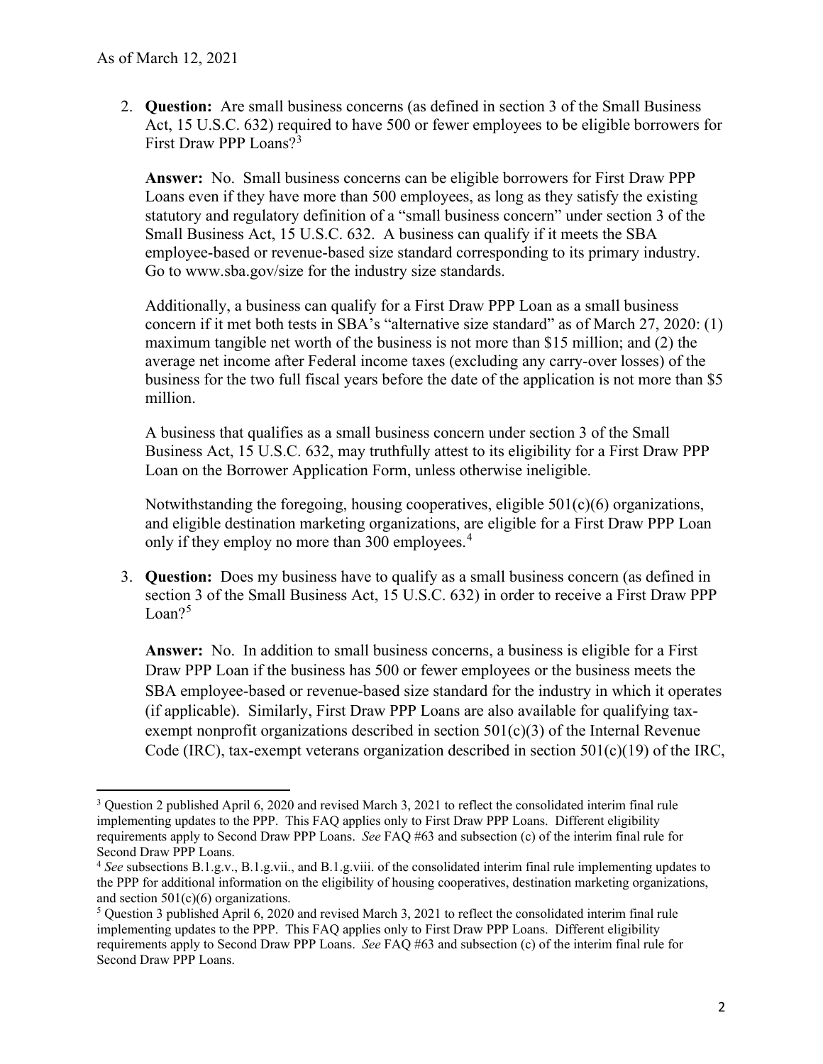As of March 12, 2021

2. **Question:** Are small business concerns (as defined in section 3 of the Small Business Act, 15 U.S.C. 632) required to have 500 or fewer employees to be eligible borrowers for First Draw PPP Loans?[3]

   **Answer:** No. Small business concerns can be eligible borrowers for First Draw PPP Loans even if they have more than 500 employees, as long as they satisfy the existing statutory and regulatory definition of a "small business concern" under section 3 of the Small Business Act, 15 U.S.C. 632. A business can qualify if it meets the SBA employee-based or revenue-based size standard corresponding to its primary industry. Go to www.sba.gov/size for the industry size standards.

   Additionally, a business can qualify for a First Draw PPP Loan as a small business concern if it met both tests in SBA's "alternative size standard" as of March 27, 2020: (1) maximum tangible net worth of the business is not more than $15 million; and (2) the average net income after Federal income taxes (excluding any carry-over losses) of the business for the two full fiscal years before the date of the application is not more than $5 million.

   A business that qualifies as a small business concern under section 3 of the Small Business Act, 15 U.S.C. 632, may truthfully attest to its eligibility for a First Draw PPP Loan on the Borrower Application Form, unless otherwise ineligible.

   Notwithstanding the foregoing, housing cooperatives, eligible 501(c)(6) organizations, and eligible destination marketing organizations, are eligible for a First Draw PPP Loan only if they employ no more than 300 employees.[4]

3. **Question:** Does my business have to qualify as a small business concern (as defined in section 3 of the Small Business Act, 15 U.S.C. 632) in order to receive a First Draw PPP Loan?[5]

   **Answer:** No. In addition to small business concerns, a business is eligible for a First Draw PPP Loan if the business has 500 or fewer employees or the business meets the SBA employee-based or revenue-based size standard for the industry in which it operates (if applicable). Similarly, First Draw PPP Loans are also available for qualifying tax-exempt nonprofit organizations described in section 501(c)(3) of the Internal Revenue Code (IRC), tax-exempt veterans organization described in section 501(c)(19) of the IRC,

---

[3] Question 2 published April 6, 2020 and revised March 3, 2021 to reflect the consolidated interim final rule implementing updates to the PPP. This FAQ applies only to First Draw PPP Loans. Different eligibility requirements apply to Second Draw PPP Loans. *See* FAQ #63 and subsection (c) of the interim final rule for Second Draw PPP Loans.

[4] *See* subsections B.1.g.v., B.1.g.vii., and B.1.g.viii. of the consolidated interim final rule implementing updates to the PPP for additional information on the eligibility of housing cooperatives, destination marketing organizations, and section 501(c)(6) organizations.

[5] Question 3 published April 6, 2020 and revised March 3, 2021 to reflect the consolidated interim final rule implementing updates to the PPP. This FAQ applies only to First Draw PPP Loans. Different eligibility requirements apply to Second Draw PPP Loans. *See* FAQ #63 and subsection (c) of the interim final rule for Second Draw PPP Loans.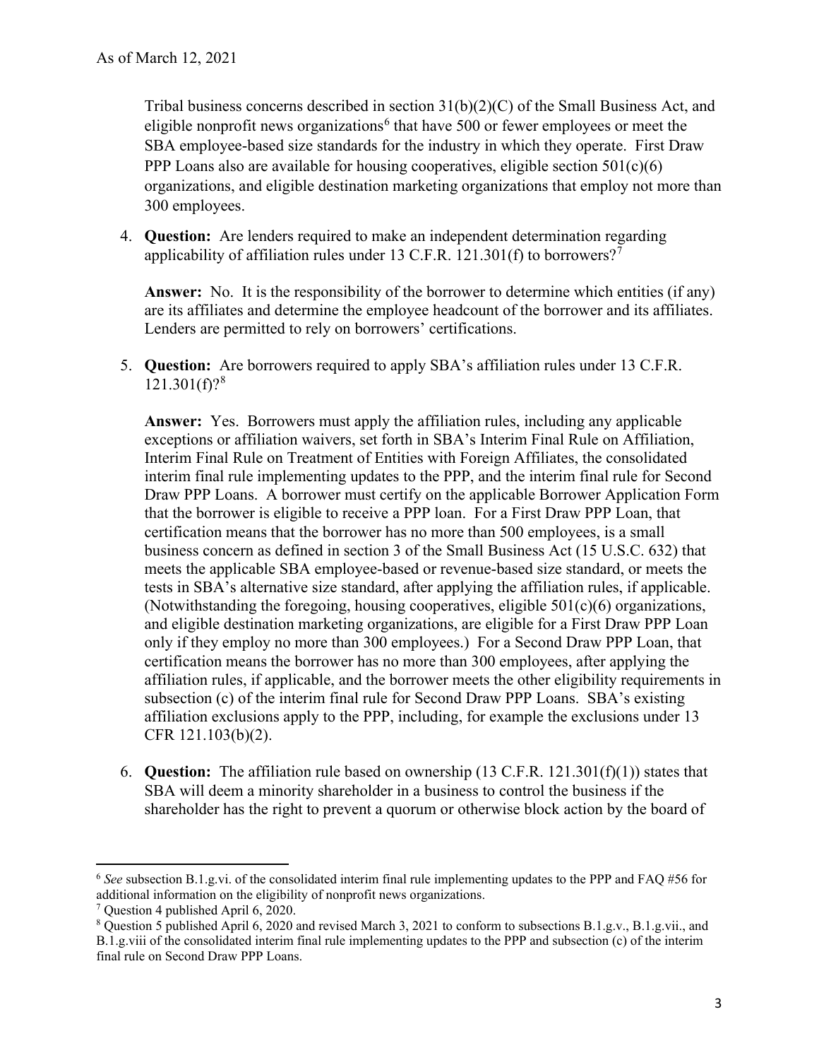Tribal business concerns described in section 31(b)(2)(C) of the Small Business Act, and eligible nonprofit news organizations[6] that have 500 or fewer employees or meet the SBA employee-based size standards for the industry in which they operate. First Draw PPP Loans also are available for housing cooperatives, eligible section 501(c)(6) organizations, and eligible destination marketing organizations that employ not more than 300 employees.

4. **Question:** Are lenders required to make an independent determination regarding applicability of affiliation rules under 13 C.F.R. 121.301(f) to borrowers?[7]

   **Answer:** No. It is the responsibility of the borrower to determine which entities (if any) are its affiliates and determine the employee headcount of the borrower and its affiliates. Lenders are permitted to rely on borrowers' certifications.

5. **Question:** Are borrowers required to apply SBA's affiliation rules under 13 C.F.R. 121.301(f)?[8]

   **Answer:** Yes. Borrowers must apply the affiliation rules, including any applicable exceptions or affiliation waivers, set forth in SBA's Interim Final Rule on Affiliation, Interim Final Rule on Treatment of Entities with Foreign Affiliates, the consolidated interim final rule implementing updates to the PPP, and the interim final rule for Second Draw PPP Loans. A borrower must certify on the applicable Borrower Application Form that the borrower is eligible to receive a PPP loan. For a First Draw PPP Loan, that certification means that the borrower has no more than 500 employees, is a small business concern as defined in section 3 of the Small Business Act (15 U.S.C. 632) that meets the applicable SBA employee-based or revenue-based size standard, or meets the tests in SBA's alternative size standard, after applying the affiliation rules, if applicable. (Notwithstanding the foregoing, housing cooperatives, eligible 501(c)(6) organizations, and eligible destination marketing organizations, are eligible for a First Draw PPP Loan only if they employ no more than 300 employees.) For a Second Draw PPP Loan, that certification means the borrower has no more than 300 employees, after applying the affiliation rules, if applicable, and the borrower meets the other eligibility requirements in subsection (c) of the interim final rule for Second Draw PPP Loans. SBA's existing affiliation exclusions apply to the PPP, including, for example the exclusions under 13 CFR 121.103(b)(2).

6. **Question:** The affiliation rule based on ownership (13 C.F.R. 121.301(f)(1)) states that SBA will deem a minority shareholder in a business to control the business if the shareholder has the right to prevent a quorum or otherwise block action by the board of

---

[6] *See* subsection B.1.g.vi. of the consolidated interim final rule implementing updates to the PPP and FAQ #56 for additional information on the eligibility of nonprofit news organizations.

[7] Question 4 published April 6, 2020.

[8] Question 5 published April 6, 2020 and revised March 3, 2021 to conform to subsections B.1.g.v., B.1.g.vii., and B.1.g.viii of the consolidated interim final rule implementing updates to the PPP and subsection (c) of the interim final rule on Second Draw PPP Loans.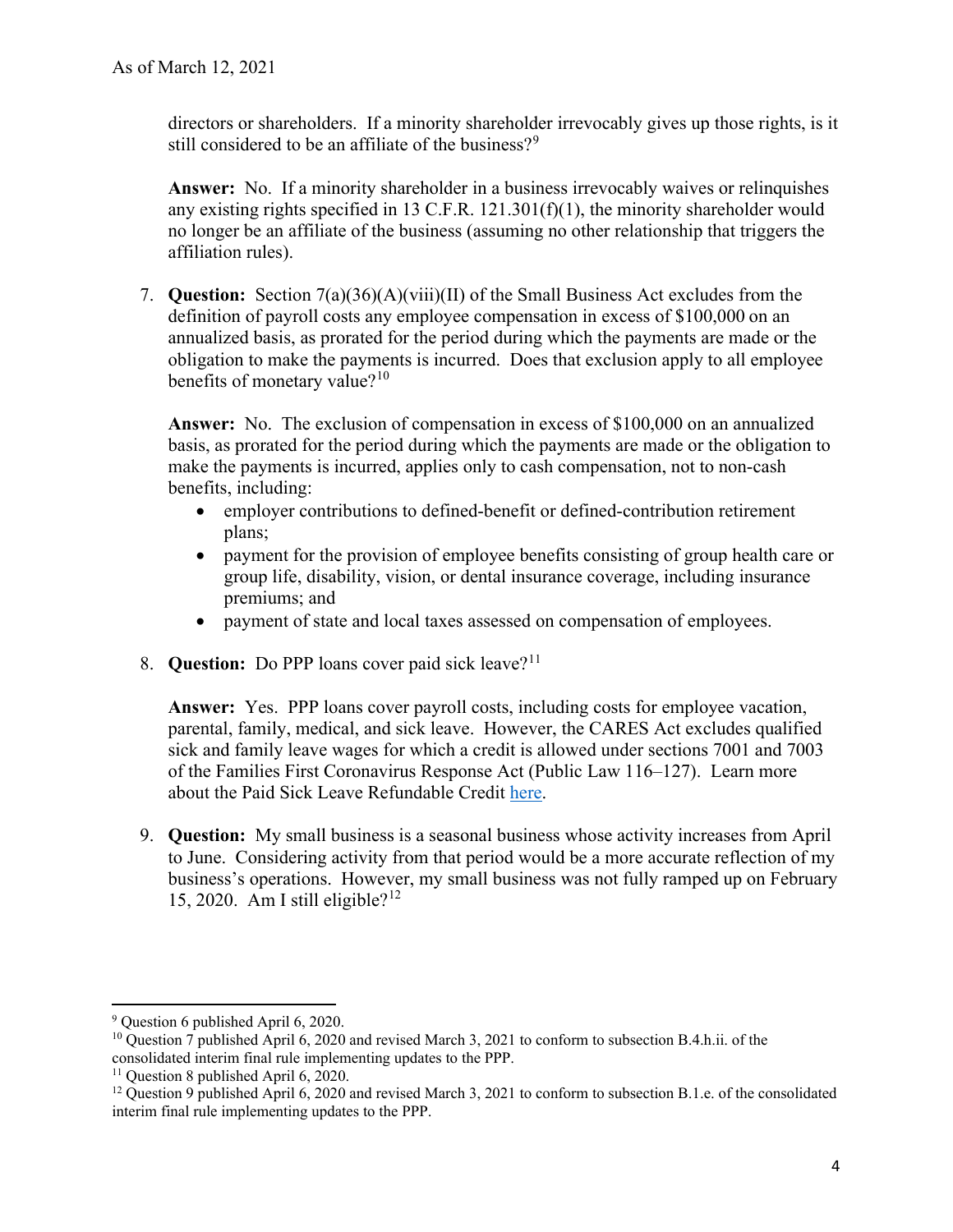directors or shareholders. If a minority shareholder irrevocably gives up those rights, is it still considered to be an affiliate of the business?[9]

**Answer:** No. If a minority shareholder in a business irrevocably waives or relinquishes any existing rights specified in 13 C.F.R. 121.301(f)(1), the minority shareholder would no longer be an affiliate of the business (assuming no other relationship that triggers the affiliation rules).

7. **Question:** Section 7(a)(36)(A)(viii)(II) of the Small Business Act excludes from the definition of payroll costs any employee compensation in excess of $100,000 on an annualized basis, as prorated for the period during which the payments are made or the obligation to make the payments is incurred. Does that exclusion apply to all employee benefits of monetary value?[10]

   **Answer:** No. The exclusion of compensation in excess of $100,000 on an annualized basis, as prorated for the period during which the payments are made or the obligation to make the payments is incurred, applies only to cash compensation, not to non-cash benefits, including:
   - employer contributions to defined-benefit or defined-contribution retirement plans;
   - payment for the provision of employee benefits consisting of group health care or group life, disability, vision, or dental insurance coverage, including insurance premiums; and
   - payment of state and local taxes assessed on compensation of employees.

8. **Question:** Do PPP loans cover paid sick leave?[11]

   **Answer:** Yes. PPP loans cover payroll costs, including costs for employee vacation, parental, family, medical, and sick leave. However, the CARES Act excludes qualified sick and family leave wages for which a credit is allowed under sections 7001 and 7003 of the Families First Coronavirus Response Act (Public Law 116–127). Learn more about the Paid Sick Leave Refundable Credit here.

9. **Question:** My small business is a seasonal business whose activity increases from April to June. Considering activity from that period would be a more accurate reflection of my business's operations. However, my small business was not fully ramped up on February 15, 2020. Am I still eligible?[12]

---

[9] Question 6 published April 6, 2020.

[10] Question 7 published April 6, 2020 and revised March 3, 2021 to conform to subsection B.4.h.ii. of the consolidated interim final rule implementing updates to the PPP.

[11] Question 8 published April 6, 2020.

[12] Question 9 published April 6, 2020 and revised March 3, 2021 to conform to subsection B.1.e. of the consolidated interim final rule implementing updates to the PPP.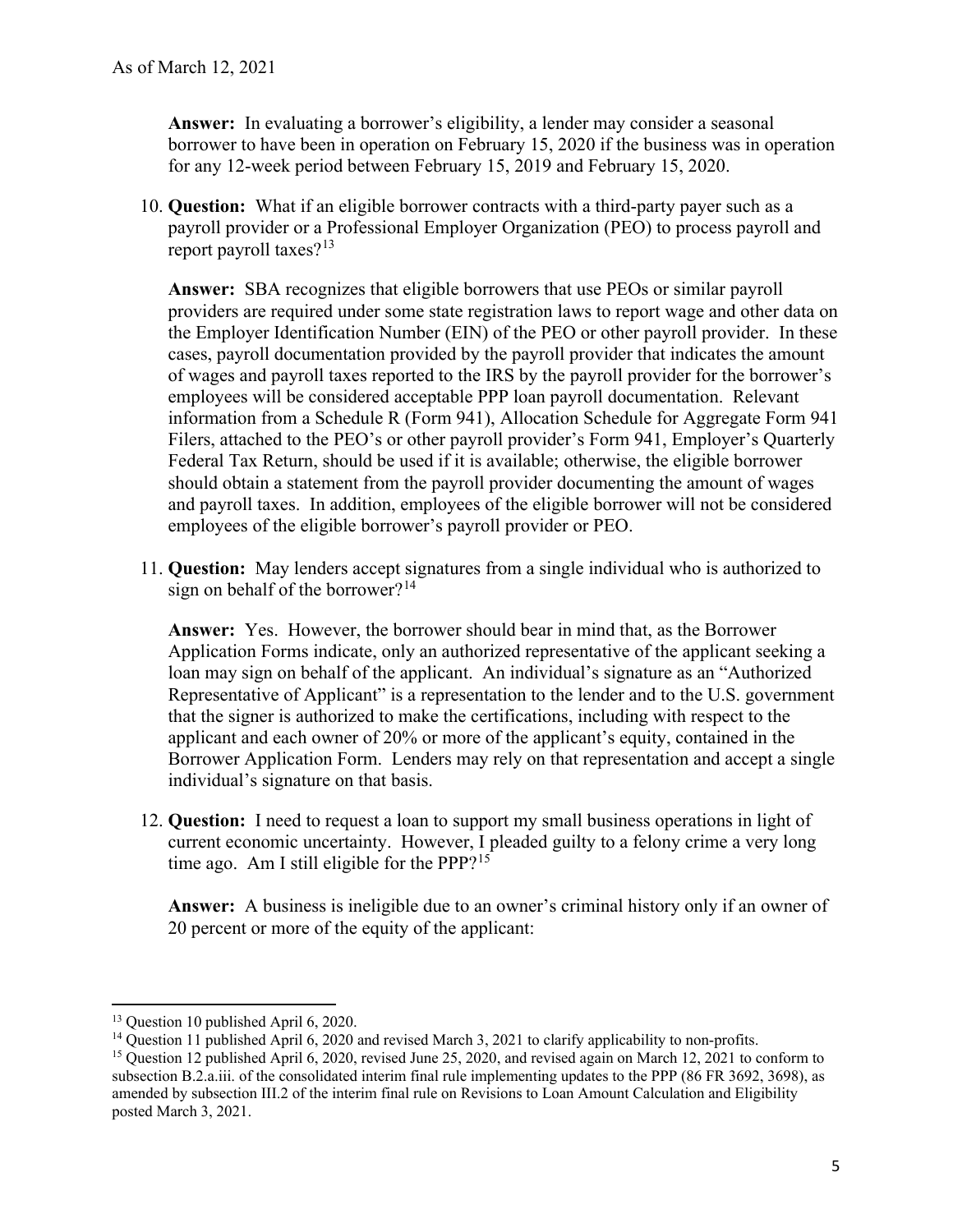**Answer:** In evaluating a borrower's eligibility, a lender may consider a seasonal borrower to have been in operation on February 15, 2020 if the business was in operation for any 12-week period between February 15, 2019 and February 15, 2020.

10. **Question:** What if an eligible borrower contracts with a third-party payer such as a payroll provider or a Professional Employer Organization (PEO) to process payroll and report payroll taxes?[13]

    **Answer:** SBA recognizes that eligible borrowers that use PEOs or similar payroll providers are required under some state registration laws to report wage and other data on the Employer Identification Number (EIN) of the PEO or other payroll provider. In these cases, payroll documentation provided by the payroll provider that indicates the amount of wages and payroll taxes reported to the IRS by the payroll provider for the borrower's employees will be considered acceptable PPP loan payroll documentation. Relevant information from a Schedule R (Form 941), Allocation Schedule for Aggregate Form 941 Filers, attached to the PEO's or other payroll provider's Form 941, Employer's Quarterly Federal Tax Return, should be used if it is available; otherwise, the eligible borrower should obtain a statement from the payroll provider documenting the amount of wages and payroll taxes. In addition, employees of the eligible borrower will not be considered employees of the eligible borrower's payroll provider or PEO.

11. **Question:** May lenders accept signatures from a single individual who is authorized to sign on behalf of the borrower?[14]

    **Answer:** Yes. However, the borrower should bear in mind that, as the Borrower Application Forms indicate, only an authorized representative of the applicant seeking a loan may sign on behalf of the applicant. An individual's signature as an "Authorized Representative of Applicant" is a representation to the lender and to the U.S. government that the signer is authorized to make the certifications, including with respect to the applicant and each owner of 20% or more of the applicant's equity, contained in the Borrower Application Form. Lenders may rely on that representation and accept a single individual's signature on that basis.

12. **Question:** I need to request a loan to support my small business operations in light of current economic uncertainty. However, I pleaded guilty to a felony crime a very long time ago. Am I still eligible for the PPP?[15]

    **Answer:** A business is ineligible due to an owner's criminal history only if an owner of 20 percent or more of the equity of the applicant:

---

[13] Question 10 published April 6, 2020.

[14] Question 11 published April 6, 2020 and revised March 3, 2021 to clarify applicability to non-profits.

[15] Question 12 published April 6, 2020, revised June 25, 2020, and revised again on March 12, 2021 to conform to subsection B.2.a.iii. of the consolidated interim final rule implementing updates to the PPP (86 FR 3692, 3698), as amended by subsection III.2 of the interim final rule on Revisions to Loan Amount Calculation and Eligibility posted March 3, 2021.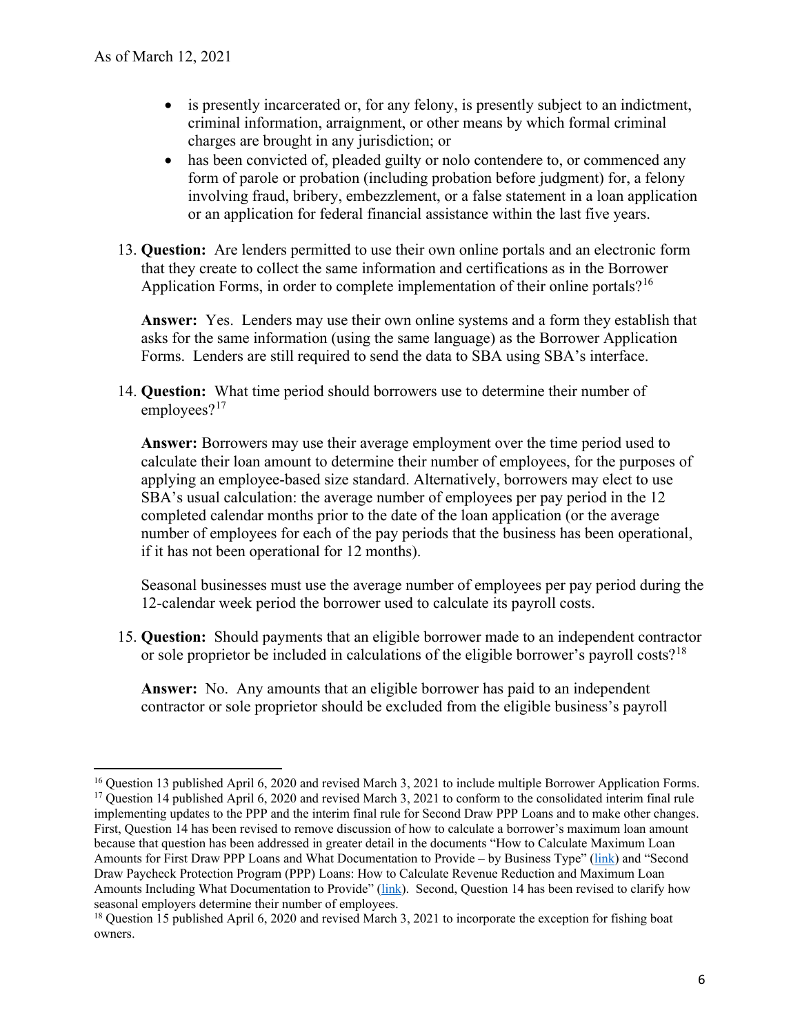- is presently incarcerated or, for any felony, is presently subject to an indictment, criminal information, arraignment, or other means by which formal criminal charges are brought in any jurisdiction; or
- has been convicted of, pleaded guilty or nolo contendere to, or commenced any form of parole or probation (including probation before judgment) for, a felony involving fraud, bribery, embezzlement, or a false statement in a loan application or an application for federal financial assistance within the last five years.

13. **Question:** Are lenders permitted to use their own online portals and an electronic form that they create to collect the same information and certifications as in the Borrower Application Forms, in order to complete implementation of their online portals?[16]

    **Answer:** Yes. Lenders may use their own online systems and a form they establish that asks for the same information (using the same language) as the Borrower Application Forms. Lenders are still required to send the data to SBA using SBA's interface.

14. **Question:** What time period should borrowers use to determine their number of employees?[17]

    **Answer:** Borrowers may use their average employment over the time period used to calculate their loan amount to determine their number of employees, for the purposes of applying an employee-based size standard. Alternatively, borrowers may elect to use SBA's usual calculation: the average number of employees per pay period in the 12 completed calendar months prior to the date of the loan application (or the average number of employees for each of the pay periods that the business has been operational, if it has not been operational for 12 months).

    Seasonal businesses must use the average number of employees per pay period during the 12-calendar week period the borrower used to calculate its payroll costs.

15. **Question:** Should payments that an eligible borrower made to an independent contractor or sole proprietor be included in calculations of the eligible borrower's payroll costs?[18]

    **Answer:** No. Any amounts that an eligible borrower has paid to an independent contractor or sole proprietor should be excluded from the eligible business's payroll

---

[16] Question 13 published April 6, 2020 and revised March 3, 2021 to include multiple Borrower Application Forms.

[17] Question 14 published April 6, 2020 and revised March 3, 2021 to conform to the consolidated interim final rule implementing updates to the PPP and the interim final rule for Second Draw PPP Loans and to make other changes. First, Question 14 has been revised to remove discussion of how to calculate a borrower's maximum loan amount because that question has been addressed in greater detail in the documents "How to Calculate Maximum Loan Amounts for First Draw PPP Loans and What Documentation to Provide – by Business Type" (link) and "Second Draw Paycheck Protection Program (PPP) Loans: How to Calculate Revenue Reduction and Maximum Loan Amounts Including What Documentation to Provide" (link). Second, Question 14 has been revised to clarify how seasonal employers determine their number of employees.

[18] Question 15 published April 6, 2020 and revised March 3, 2021 to incorporate the exception for fishing boat owners.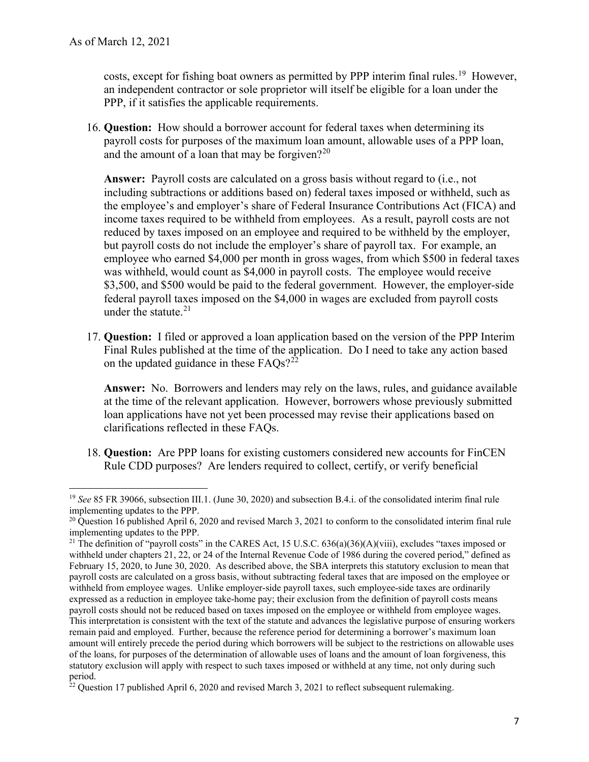costs, except for fishing boat owners as permitted by PPP interim final rules.[19] However, an independent contractor or sole proprietor will itself be eligible for a loan under the PPP, if it satisfies the applicable requirements.

16. **Question:** How should a borrower account for federal taxes when determining its payroll costs for purposes of the maximum loan amount, allowable uses of a PPP loan, and the amount of a loan that may be forgiven?[20]

    **Answer:** Payroll costs are calculated on a gross basis without regard to (i.e., not including subtractions or additions based on) federal taxes imposed or withheld, such as the employee's and employer's share of Federal Insurance Contributions Act (FICA) and income taxes required to be withheld from employees. As a result, payroll costs are not reduced by taxes imposed on an employee and required to be withheld by the employer, but payroll costs do not include the employer's share of payroll tax. For example, an employee who earned $4,000 per month in gross wages, from which $500 in federal taxes was withheld, would count as $4,000 in payroll costs. The employee would receive $3,500, and $500 would be paid to the federal government. However, the employer-side federal payroll taxes imposed on the $4,000 in wages are excluded from payroll costs under the statute.[21]

17. **Question:** I filed or approved a loan application based on the version of the PPP Interim Final Rules published at the time of the application. Do I need to take any action based on the updated guidance in these FAQs?[22]

    **Answer:** No. Borrowers and lenders may rely on the laws, rules, and guidance available at the time of the relevant application. However, borrowers whose previously submitted loan applications have not yet been processed may revise their applications based on clarifications reflected in these FAQs.

18. **Question:** Are PPP loans for existing customers considered new accounts for FinCEN Rule CDD purposes? Are lenders required to collect, certify, or verify beneficial

---

[19] *See* 85 FR 39066, subsection III.1. (June 30, 2020) and subsection B.4.i. of the consolidated interim final rule implementing updates to the PPP.

[20] Question 16 published April 6, 2020 and revised March 3, 2021 to conform to the consolidated interim final rule implementing updates to the PPP.

[21] The definition of "payroll costs" in the CARES Act, 15 U.S.C. 636(a)(36)(A)(viii), excludes "taxes imposed or withheld under chapters 21, 22, or 24 of the Internal Revenue Code of 1986 during the covered period," defined as February 15, 2020, to June 30, 2020. As described above, the SBA interprets this statutory exclusion to mean that payroll costs are calculated on a gross basis, without subtracting federal taxes that are imposed on the employee or withheld from employee wages. Unlike employer-side payroll taxes, such employee-side taxes are ordinarily expressed as a reduction in employee take-home pay; their exclusion from the definition of payroll costs means payroll costs should not be reduced based on taxes imposed on the employee or withheld from employee wages. This interpretation is consistent with the text of the statute and advances the legislative purpose of ensuring workers remain paid and employed. Further, because the reference period for determining a borrower's maximum loan amount will entirely precede the period during which borrowers will be subject to the restrictions on allowable uses of the loans, for purposes of the determination of allowable uses of loans and the amount of loan forgiveness, this statutory exclusion will apply with respect to such taxes imposed or withheld at any time, not only during such period.

[22] Question 17 published April 6, 2020 and revised March 3, 2021 to reflect subsequent rulemaking.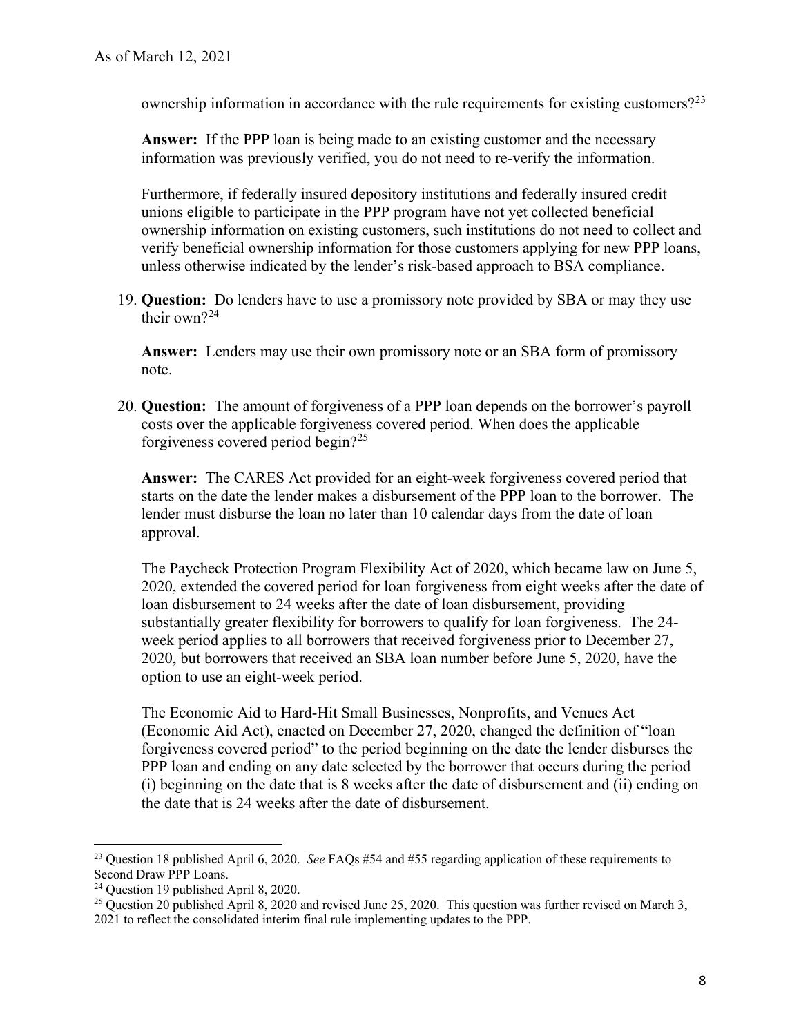ownership information in accordance with the rule requirements for existing customers?[23]

**Answer:** If the PPP loan is being made to an existing customer and the necessary information was previously verified, you do not need to re-verify the information.

Furthermore, if federally insured depository institutions and federally insured credit unions eligible to participate in the PPP program have not yet collected beneficial ownership information on existing customers, such institutions do not need to collect and verify beneficial ownership information for those customers applying for new PPP loans, unless otherwise indicated by the lender's risk-based approach to BSA compliance.

19. **Question:** Do lenders have to use a promissory note provided by SBA or may they use their own?[24]

    **Answer:** Lenders may use their own promissory note or an SBA form of promissory note.

20. **Question:** The amount of forgiveness of a PPP loan depends on the borrower's payroll costs over the applicable forgiveness covered period. When does the applicable forgiveness covered period begin?[25]

    **Answer:** The CARES Act provided for an eight-week forgiveness covered period that starts on the date the lender makes a disbursement of the PPP loan to the borrower. The lender must disburse the loan no later than 10 calendar days from the date of loan approval.

    The Paycheck Protection Program Flexibility Act of 2020, which became law on June 5, 2020, extended the covered period for loan forgiveness from eight weeks after the date of loan disbursement to 24 weeks after the date of loan disbursement, providing substantially greater flexibility for borrowers to qualify for loan forgiveness. The 24-week period applies to all borrowers that received forgiveness prior to December 27, 2020, but borrowers that received an SBA loan number before June 5, 2020, have the option to use an eight-week period.

    The Economic Aid to Hard-Hit Small Businesses, Nonprofits, and Venues Act (Economic Aid Act), enacted on December 27, 2020, changed the definition of "loan forgiveness covered period" to the period beginning on the date the lender disburses the PPP loan and ending on any date selected by the borrower that occurs during the period (i) beginning on the date that is 8 weeks after the date of disbursement and (ii) ending on the date that is 24 weeks after the date of disbursement.

---

[23] Question 18 published April 6, 2020. *See* FAQs #54 and #55 regarding application of these requirements to Second Draw PPP Loans.

[24] Question 19 published April 8, 2020.

[25] Question 20 published April 8, 2020 and revised June 25, 2020. This question was further revised on March 3, 2021 to reflect the consolidated interim final rule implementing updates to the PPP.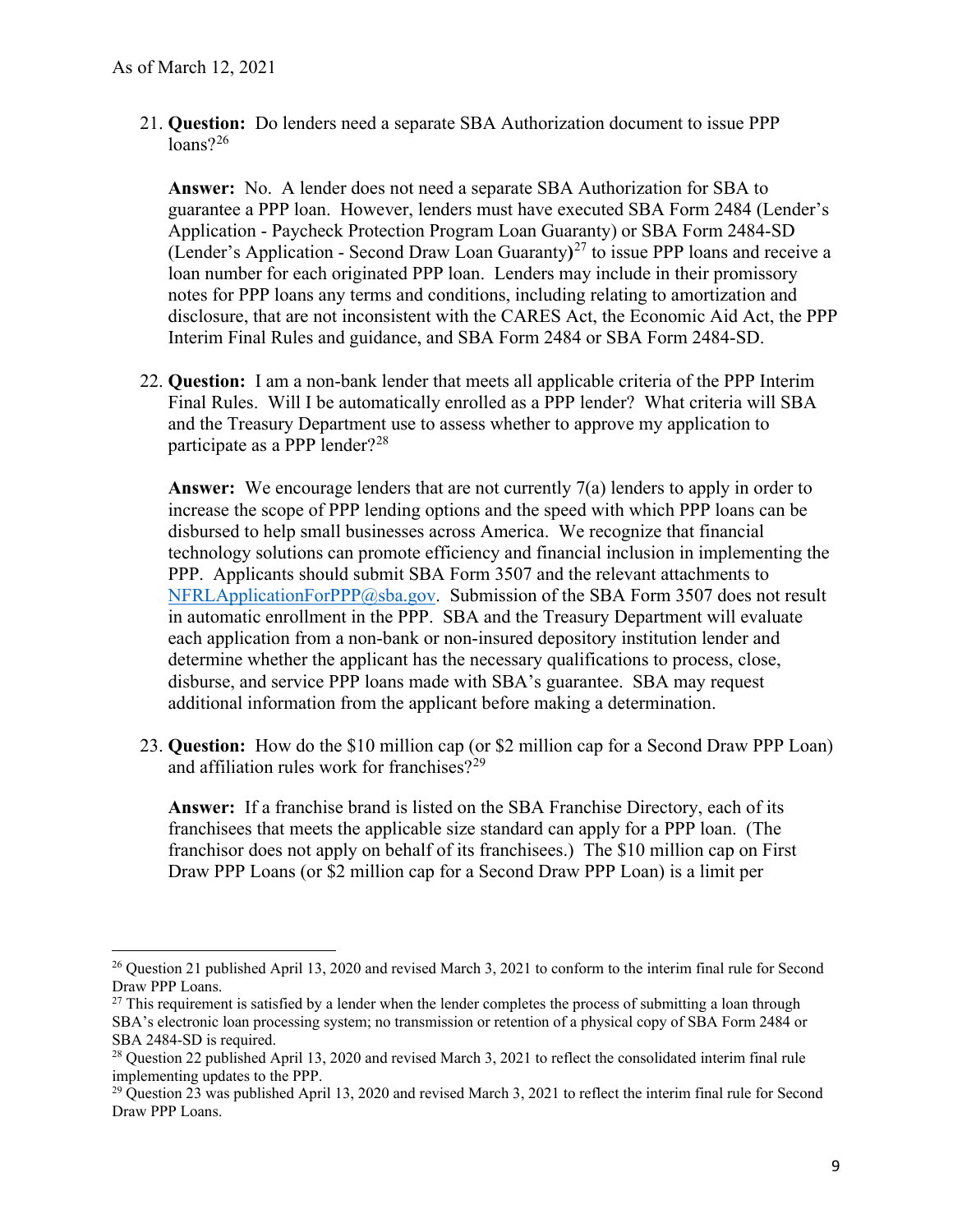21. **Question:** Do lenders need a separate SBA Authorization document to issue PPP loans?[26]

    **Answer:** No. A lender does not need a separate SBA Authorization for SBA to guarantee a PPP loan. However, lenders must have executed SBA Form 2484 (Lender's Application - Paycheck Protection Program Loan Guaranty) or SBA Form 2484-SD (Lender's Application - Second Draw Loan Guaranty)[27] to issue PPP loans and receive a loan number for each originated PPP loan. Lenders may include in their promissory notes for PPP loans any terms and conditions, including relating to amortization and disclosure, that are not inconsistent with the CARES Act, the Economic Aid Act, the PPP Interim Final Rules and guidance, and SBA Form 2484 or SBA Form 2484-SD.

22. **Question:** I am a non-bank lender that meets all applicable criteria of the PPP Interim Final Rules. Will I be automatically enrolled as a PPP lender? What criteria will SBA and the Treasury Department use to assess whether to approve my application to participate as a PPP lender?[28]

    **Answer:** We encourage lenders that are not currently 7(a) lenders to apply in order to increase the scope of PPP lending options and the speed with which PPP loans can be disbursed to help small businesses across America. We recognize that financial technology solutions can promote efficiency and financial inclusion in implementing the PPP. Applicants should submit SBA Form 3507 and the relevant attachments to NFRLApplicationForPPP@sba.gov. Submission of the SBA Form 3507 does not result in automatic enrollment in the PPP. SBA and the Treasury Department will evaluate each application from a non-bank or non-insured depository institution lender and determine whether the applicant has the necessary qualifications to process, close, disburse, and service PPP loans made with SBA's guarantee. SBA may request additional information from the applicant before making a determination.

23. **Question:** How do the $10 million cap (or $2 million cap for a Second Draw PPP Loan) and affiliation rules work for franchises?[29]

    **Answer:** If a franchise brand is listed on the SBA Franchise Directory, each of its franchisees that meets the applicable size standard can apply for a PPP loan. (The franchisor does not apply on behalf of its franchisees.) The $10 million cap on First Draw PPP Loans (or $2 million cap for a Second Draw PPP Loan) is a limit per

---

[26] Question 21 published April 13, 2020 and revised March 3, 2021 to conform to the interim final rule for Second Draw PPP Loans.

[27] This requirement is satisfied by a lender when the lender completes the process of submitting a loan through SBA's electronic loan processing system; no transmission or retention of a physical copy of SBA Form 2484 or SBA 2484-SD is required.

[28] Question 22 published April 13, 2020 and revised March 3, 2021 to reflect the consolidated interim final rule implementing updates to the PPP.

[29] Question 23 was published April 13, 2020 and revised March 3, 2021 to reflect the interim final rule for Second Draw PPP Loans.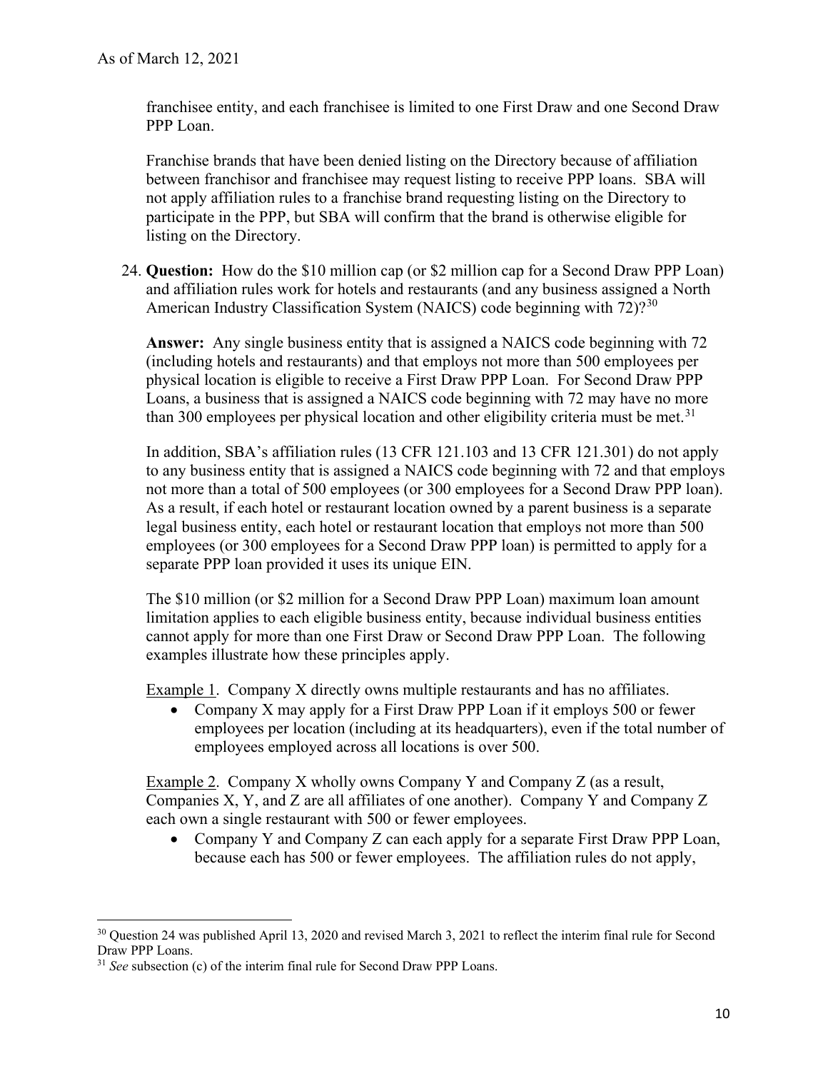franchisee entity, and each franchisee is limited to one First Draw and one Second Draw PPP Loan.

Franchise brands that have been denied listing on the Directory because of affiliation between franchisor and franchisee may request listing to receive PPP loans. SBA will not apply affiliation rules to a franchise brand requesting listing on the Directory to participate in the PPP, but SBA will confirm that the brand is otherwise eligible for listing on the Directory.

24. **Question:** How do the $10 million cap (or $2 million cap for a Second Draw PPP Loan) and affiliation rules work for hotels and restaurants (and any business assigned a North American Industry Classification System (NAICS) code beginning with 72)?[30]

    **Answer:** Any single business entity that is assigned a NAICS code beginning with 72 (including hotels and restaurants) and that employs not more than 500 employees per physical location is eligible to receive a First Draw PPP Loan. For Second Draw PPP Loans, a business that is assigned a NAICS code beginning with 72 may have no more than 300 employees per physical location and other eligibility criteria must be met.[31]

    In addition, SBA's affiliation rules (13 CFR 121.103 and 13 CFR 121.301) do not apply to any business entity that is assigned a NAICS code beginning with 72 and that employs not more than a total of 500 employees (or 300 employees for a Second Draw PPP loan). As a result, if each hotel or restaurant location owned by a parent business is a separate legal business entity, each hotel or restaurant location that employs not more than 500 employees (or 300 employees for a Second Draw PPP loan) is permitted to apply for a separate PPP loan provided it uses its unique EIN.

    The $10 million (or $2 million for a Second Draw PPP Loan) maximum loan amount limitation applies to each eligible business entity, because individual business entities cannot apply for more than one First Draw or Second Draw PPP Loan. The following examples illustrate how these principles apply.

    Example 1. Company X directly owns multiple restaurants and has no affiliates.

    - Company X may apply for a First Draw PPP Loan if it employs 500 or fewer employees per location (including at its headquarters), even if the total number of employees employed across all locations is over 500.

    Example 2. Company X wholly owns Company Y and Company Z (as a result, Companies X, Y, and Z are all affiliates of one another). Company Y and Company Z each own a single restaurant with 500 or fewer employees.

    - Company Y and Company Z can each apply for a separate First Draw PPP Loan, because each has 500 or fewer employees. The affiliation rules do not apply,

[30] Question 24 was published April 13, 2020 and revised March 3, 2021 to reflect the interim final rule for Second Draw PPP Loans.

[31] *See* subsection (c) of the interim final rule for Second Draw PPP Loans.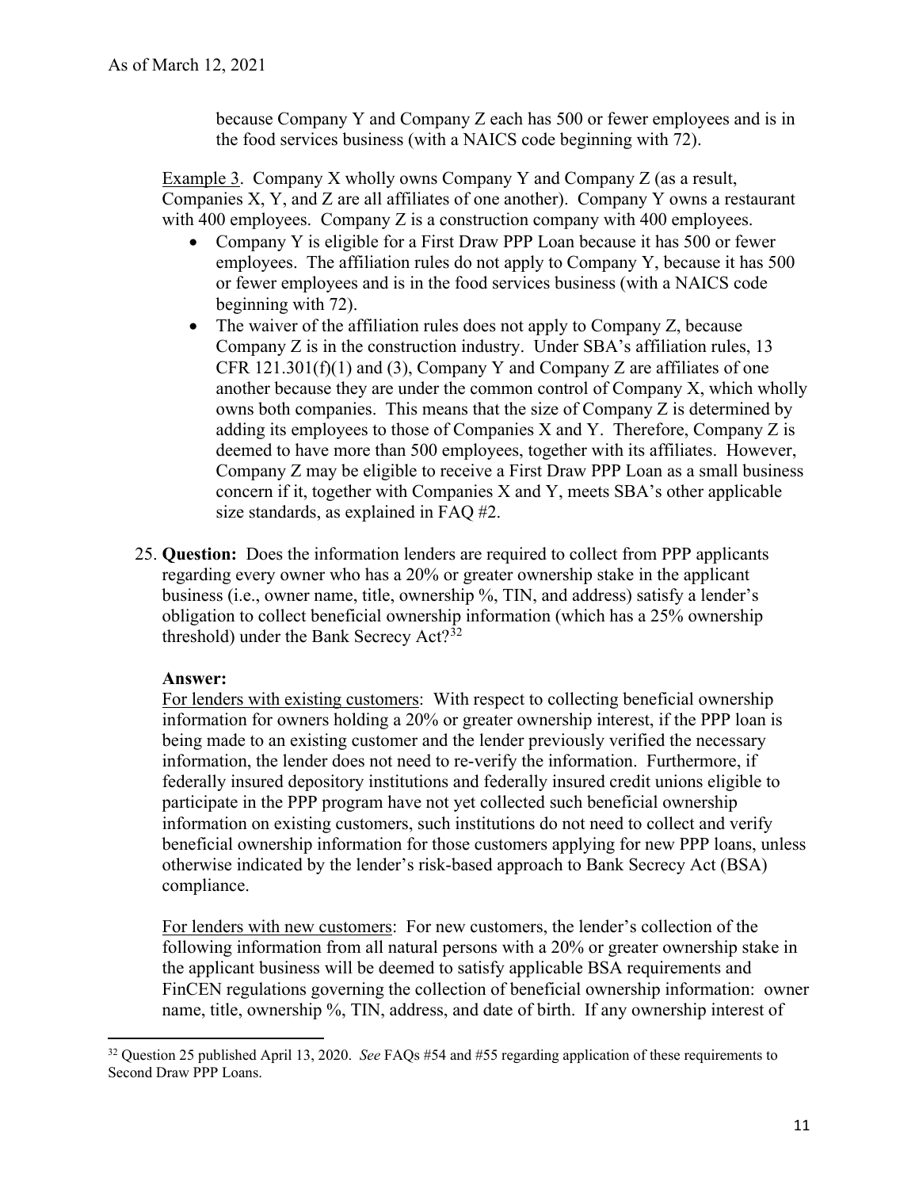because Company Y and Company Z each has 500 or fewer employees and is in the food services business (with a NAICS code beginning with 72).

Example 3. Company X wholly owns Company Y and Company Z (as a result, Companies X, Y, and Z are all affiliates of one another). Company Y owns a restaurant with 400 employees. Company Z is a construction company with 400 employees.

- Company Y is eligible for a First Draw PPP Loan because it has 500 or fewer employees. The affiliation rules do not apply to Company Y, because it has 500 or fewer employees and is in the food services business (with a NAICS code beginning with 72).
- The waiver of the affiliation rules does not apply to Company Z, because Company Z is in the construction industry. Under SBA's affiliation rules, 13 CFR 121.301(f)(1) and (3), Company Y and Company Z are affiliates of one another because they are under the common control of Company X, which wholly owns both companies. This means that the size of Company Z is determined by adding its employees to those of Companies X and Y. Therefore, Company Z is deemed to have more than 500 employees, together with its affiliates. However, Company Z may be eligible to receive a First Draw PPP Loan as a small business concern if it, together with Companies X and Y, meets SBA's other applicable size standards, as explained in FAQ #2.

25. **Question:** Does the information lenders are required to collect from PPP applicants regarding every owner who has a 20% or greater ownership stake in the applicant business (i.e., owner name, title, ownership %, TIN, and address) satisfy a lender's obligation to collect beneficial ownership information (which has a 25% ownership threshold) under the Bank Secrecy Act?[32]

    **Answer:**
    For lenders with existing customers: With respect to collecting beneficial ownership information for owners holding a 20% or greater ownership interest, if the PPP loan is being made to an existing customer and the lender previously verified the necessary information, the lender does not need to re-verify the information. Furthermore, if federally insured depository institutions and federally insured credit unions eligible to participate in the PPP program have not yet collected such beneficial ownership information on existing customers, such institutions do not need to collect and verify beneficial ownership information for those customers applying for new PPP loans, unless otherwise indicated by the lender's risk-based approach to Bank Secrecy Act (BSA) compliance.

    For lenders with new customers: For new customers, the lender's collection of the following information from all natural persons with a 20% or greater ownership stake in the applicant business will be deemed to satisfy applicable BSA requirements and FinCEN regulations governing the collection of beneficial ownership information: owner name, title, ownership %, TIN, address, and date of birth. If any ownership interest of

[32] Question 25 published April 13, 2020. *See* FAQs #54 and #55 regarding application of these requirements to Second Draw PPP Loans.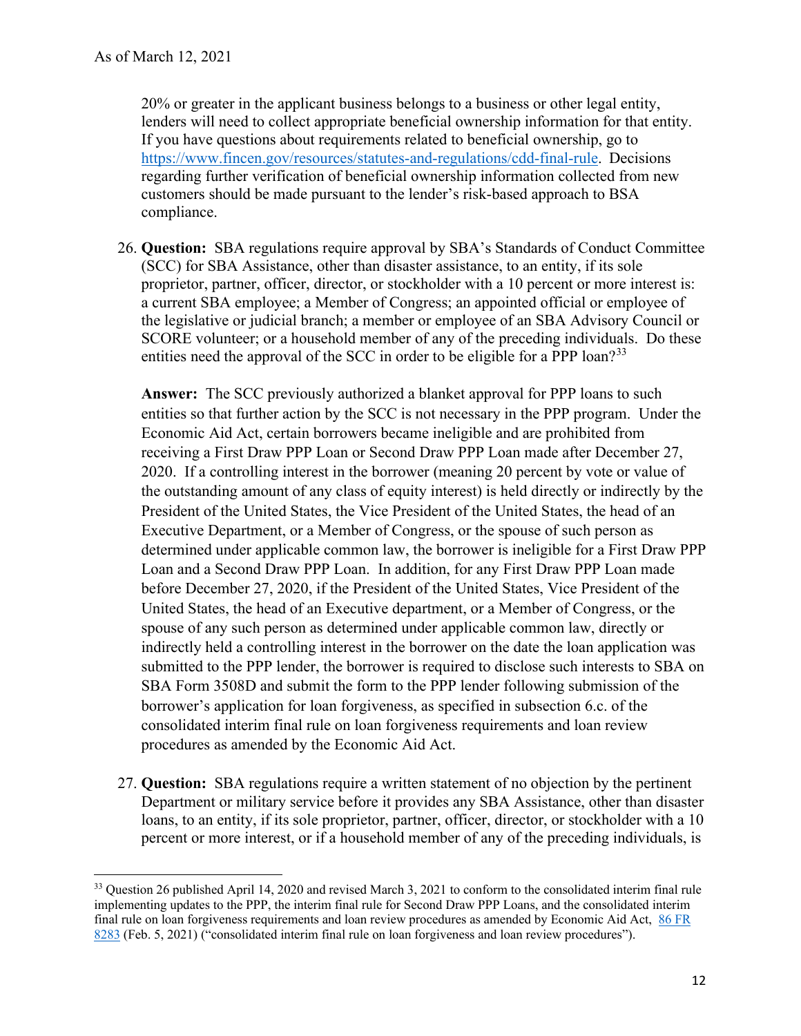20% or greater in the applicant business belongs to a business or other legal entity, lenders will need to collect appropriate beneficial ownership information for that entity. If you have questions about requirements related to beneficial ownership, go to https://www.fincen.gov/resources/statutes-and-regulations/cdd-final-rule. Decisions regarding further verification of beneficial ownership information collected from new customers should be made pursuant to the lender's risk-based approach to BSA compliance.

26. **Question:** SBA regulations require approval by SBA's Standards of Conduct Committee (SCC) for SBA Assistance, other than disaster assistance, to an entity, if its sole proprietor, partner, officer, director, or stockholder with a 10 percent or more interest is: a current SBA employee; a Member of Congress; an appointed official or employee of the legislative or judicial branch; a member or employee of an SBA Advisory Council or SCORE volunteer; or a household member of any of the preceding individuals. Do these entities need the approval of the SCC in order to be eligible for a PPP loan?[33]

    **Answer:** The SCC previously authorized a blanket approval for PPP loans to such entities so that further action by the SCC is not necessary in the PPP program. Under the Economic Aid Act, certain borrowers became ineligible and are prohibited from receiving a First Draw PPP Loan or Second Draw PPP Loan made after December 27, 2020. If a controlling interest in the borrower (meaning 20 percent by vote or value of the outstanding amount of any class of equity interest) is held directly or indirectly by the President of the United States, the Vice President of the United States, the head of an Executive Department, or a Member of Congress, or the spouse of such person as determined under applicable common law, the borrower is ineligible for a First Draw PPP Loan and a Second Draw PPP Loan. In addition, for any First Draw PPP Loan made before December 27, 2020, if the President of the United States, Vice President of the United States, the head of an Executive department, or a Member of Congress, or the spouse of any such person as determined under applicable common law, directly or indirectly held a controlling interest in the borrower on the date the loan application was submitted to the PPP lender, the borrower is required to disclose such interests to SBA on SBA Form 3508D and submit the form to the PPP lender following submission of the borrower's application for loan forgiveness, as specified in subsection 6.c. of the consolidated interim final rule on loan forgiveness requirements and loan review procedures as amended by the Economic Aid Act.

27. **Question:** SBA regulations require a written statement of no objection by the pertinent Department or military service before it provides any SBA Assistance, other than disaster loans, to an entity, if its sole proprietor, partner, officer, director, or stockholder with a 10 percent or more interest, or if a household member of any of the preceding individuals, is

---

[33] Question 26 published April 14, 2020 and revised March 3, 2021 to conform to the consolidated interim final rule implementing updates to the PPP, the interim final rule for Second Draw PPP Loans, and the consolidated interim final rule on loan forgiveness requirements and loan review procedures as amended by Economic Aid Act, 86 FR 8283 (Feb. 5, 2021) ("consolidated interim final rule on loan forgiveness and loan review procedures").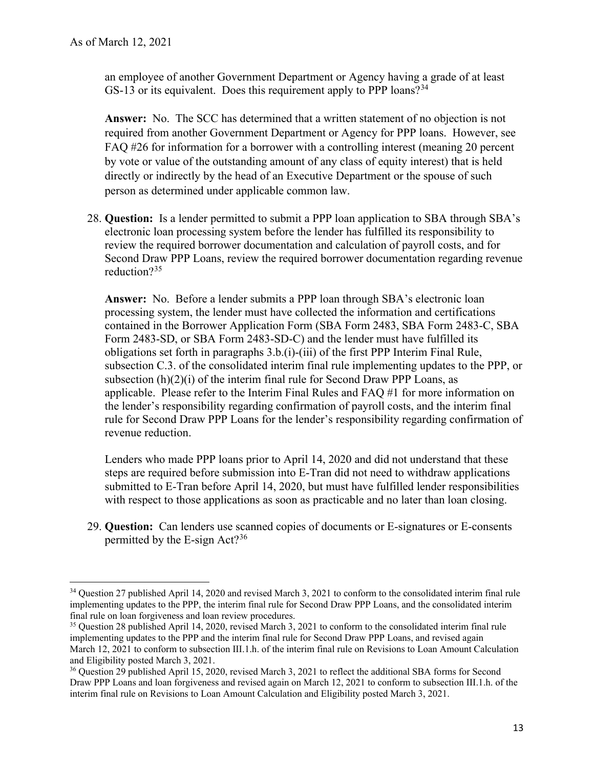an employee of another Government Department or Agency having a grade of at least GS-13 or its equivalent. Does this requirement apply to PPP loans?[34]

**Answer:** No. The SCC has determined that a written statement of no objection is not required from another Government Department or Agency for PPP loans. However, see FAQ #26 for information for a borrower with a controlling interest (meaning 20 percent by vote or value of the outstanding amount of any class of equity interest) that is held directly or indirectly by the head of an Executive Department or the spouse of such person as determined under applicable common law.

28. **Question:** Is a lender permitted to submit a PPP loan application to SBA through SBA's electronic loan processing system before the lender has fulfilled its responsibility to review the required borrower documentation and calculation of payroll costs, and for Second Draw PPP Loans, review the required borrower documentation regarding revenue reduction?[35]

    **Answer:** No. Before a lender submits a PPP loan through SBA's electronic loan processing system, the lender must have collected the information and certifications contained in the Borrower Application Form (SBA Form 2483, SBA Form 2483-C, SBA Form 2483-SD, or SBA Form 2483-SD-C) and the lender must have fulfilled its obligations set forth in paragraphs 3.b.(i)-(iii) of the first PPP Interim Final Rule, subsection C.3. of the consolidated interim final rule implementing updates to the PPP, or subsection (h)(2)(i) of the interim final rule for Second Draw PPP Loans, as applicable. Please refer to the Interim Final Rules and FAQ #1 for more information on the lender's responsibility regarding confirmation of payroll costs, and the interim final rule for Second Draw PPP Loans for the lender's responsibility regarding confirmation of revenue reduction.

    Lenders who made PPP loans prior to April 14, 2020 and did not understand that these steps are required before submission into E-Tran did not need to withdraw applications submitted to E-Tran before April 14, 2020, but must have fulfilled lender responsibilities with respect to those applications as soon as practicable and no later than loan closing.

29. **Question:** Can lenders use scanned copies of documents or E-signatures or E-consents permitted by the E-sign Act?[36]

---

[34] Question 27 published April 14, 2020 and revised March 3, 2021 to conform to the consolidated interim final rule implementing updates to the PPP, the interim final rule for Second Draw PPP Loans, and the consolidated interim final rule on loan forgiveness and loan review procedures.

[35] Question 28 published April 14, 2020, revised March 3, 2021 to conform to the consolidated interim final rule implementing updates to the PPP and the interim final rule for Second Draw PPP Loans, and revised again March 12, 2021 to conform to subsection III.1.h. of the interim final rule on Revisions to Loan Amount Calculation and Eligibility posted March 3, 2021.

[36] Question 29 published April 15, 2020, revised March 3, 2021 to reflect the additional SBA forms for Second Draw PPP Loans and loan forgiveness and revised again on March 12, 2021 to conform to subsection III.1.h. of the interim final rule on Revisions to Loan Amount Calculation and Eligibility posted March 3, 2021.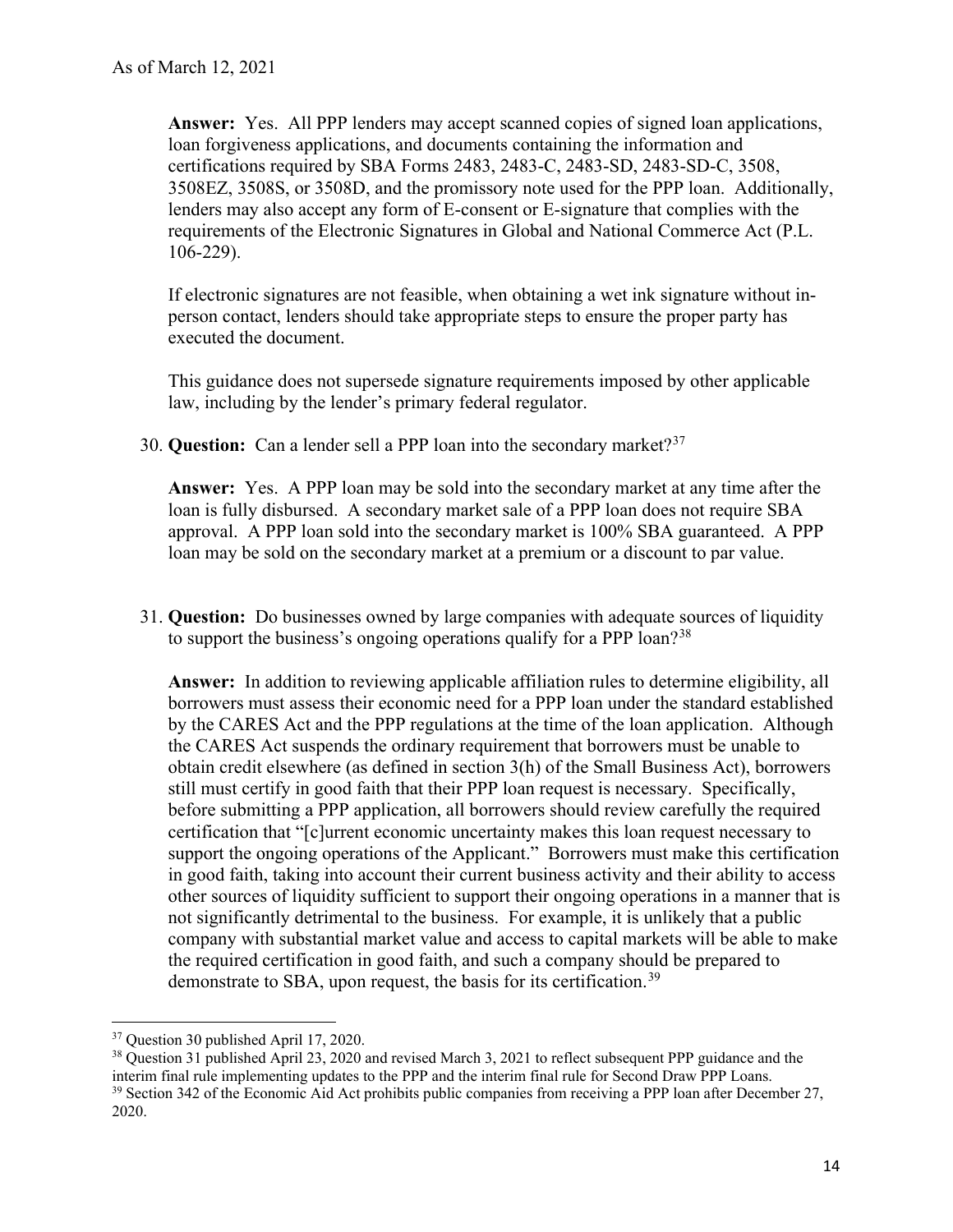**Answer:** Yes. All PPP lenders may accept scanned copies of signed loan applications, loan forgiveness applications, and documents containing the information and certifications required by SBA Forms 2483, 2483-C, 2483-SD, 2483-SD-C, 3508, 3508EZ, 3508S, or 3508D, and the promissory note used for the PPP loan. Additionally, lenders may also accept any form of E-consent or E-signature that complies with the requirements of the Electronic Signatures in Global and National Commerce Act (P.L. 106-229).

If electronic signatures are not feasible, when obtaining a wet ink signature without in-person contact, lenders should take appropriate steps to ensure the proper party has executed the document.

This guidance does not supersede signature requirements imposed by other applicable law, including by the lender's primary federal regulator.

30. **Question:** Can a lender sell a PPP loan into the secondary market?[37]

    **Answer:** Yes. A PPP loan may be sold into the secondary market at any time after the loan is fully disbursed. A secondary market sale of a PPP loan does not require SBA approval. A PPP loan sold into the secondary market is 100% SBA guaranteed. A PPP loan may be sold on the secondary market at a premium or a discount to par value.

31. **Question:** Do businesses owned by large companies with adequate sources of liquidity to support the business's ongoing operations qualify for a PPP loan?[38]

    **Answer:** In addition to reviewing applicable affiliation rules to determine eligibility, all borrowers must assess their economic need for a PPP loan under the standard established by the CARES Act and the PPP regulations at the time of the loan application. Although the CARES Act suspends the ordinary requirement that borrowers must be unable to obtain credit elsewhere (as defined in section 3(h) of the Small Business Act), borrowers still must certify in good faith that their PPP loan request is necessary. Specifically, before submitting a PPP application, all borrowers should review carefully the required certification that "[c]urrent economic uncertainty makes this loan request necessary to support the ongoing operations of the Applicant." Borrowers must make this certification in good faith, taking into account their current business activity and their ability to access other sources of liquidity sufficient to support their ongoing operations in a manner that is not significantly detrimental to the business. For example, it is unlikely that a public company with substantial market value and access to capital markets will be able to make the required certification in good faith, and such a company should be prepared to demonstrate to SBA, upon request, the basis for its certification.[39]

---

[37] Question 30 published April 17, 2020.

[38] Question 31 published April 23, 2020 and revised March 3, 2021 to reflect subsequent PPP guidance and the interim final rule implementing updates to the PPP and the interim final rule for Second Draw PPP Loans.

[39] Section 342 of the Economic Aid Act prohibits public companies from receiving a PPP loan after December 27, 2020.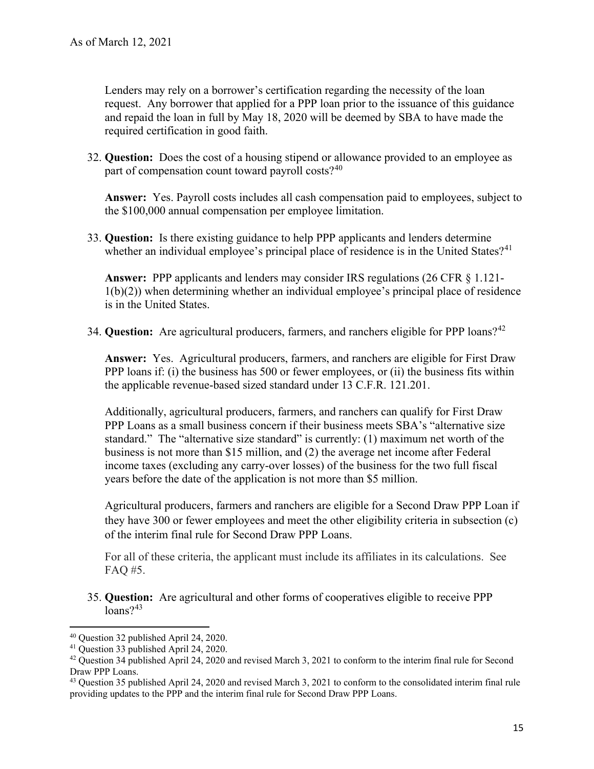Lenders may rely on a borrower's certification regarding the necessity of the loan request. Any borrower that applied for a PPP loan prior to the issuance of this guidance and repaid the loan in full by May 18, 2020 will be deemed by SBA to have made the required certification in good faith.

32. **Question:** Does the cost of a housing stipend or allowance provided to an employee as part of compensation count toward payroll costs?[40]

    **Answer:** Yes. Payroll costs includes all cash compensation paid to employees, subject to the $100,000 annual compensation per employee limitation.

33. **Question:** Is there existing guidance to help PPP applicants and lenders determine whether an individual employee's principal place of residence is in the United States?[41]

    **Answer:** PPP applicants and lenders may consider IRS regulations (26 CFR § 1.121-1(b)(2)) when determining whether an individual employee's principal place of residence is in the United States.

34. **Question:** Are agricultural producers, farmers, and ranchers eligible for PPP loans?[42]

    **Answer:** Yes. Agricultural producers, farmers, and ranchers are eligible for First Draw PPP loans if: (i) the business has 500 or fewer employees, or (ii) the business fits within the applicable revenue-based sized standard under 13 C.F.R. 121.201.

    Additionally, agricultural producers, farmers, and ranchers can qualify for First Draw PPP Loans as a small business concern if their business meets SBA's "alternative size standard." The "alternative size standard" is currently: (1) maximum net worth of the business is not more than $15 million, and (2) the average net income after Federal income taxes (excluding any carry-over losses) of the business for the two full fiscal years before the date of the application is not more than $5 million.

    Agricultural producers, farmers and ranchers are eligible for a Second Draw PPP Loan if they have 300 or fewer employees and meet the other eligibility criteria in subsection (c) of the interim final rule for Second Draw PPP Loans.

    For all of these criteria, the applicant must include its affiliates in its calculations. See FAQ #5.

35. **Question:** Are agricultural and other forms of cooperatives eligible to receive PPP loans?[43]

---

[40] Question 32 published April 24, 2020.

[41] Question 33 published April 24, 2020.

[42] Question 34 published April 24, 2020 and revised March 3, 2021 to conform to the interim final rule for Second Draw PPP Loans.

[43] Question 35 published April 24, 2020 and revised March 3, 2021 to conform to the consolidated interim final rule providing updates to the PPP and the interim final rule for Second Draw PPP Loans.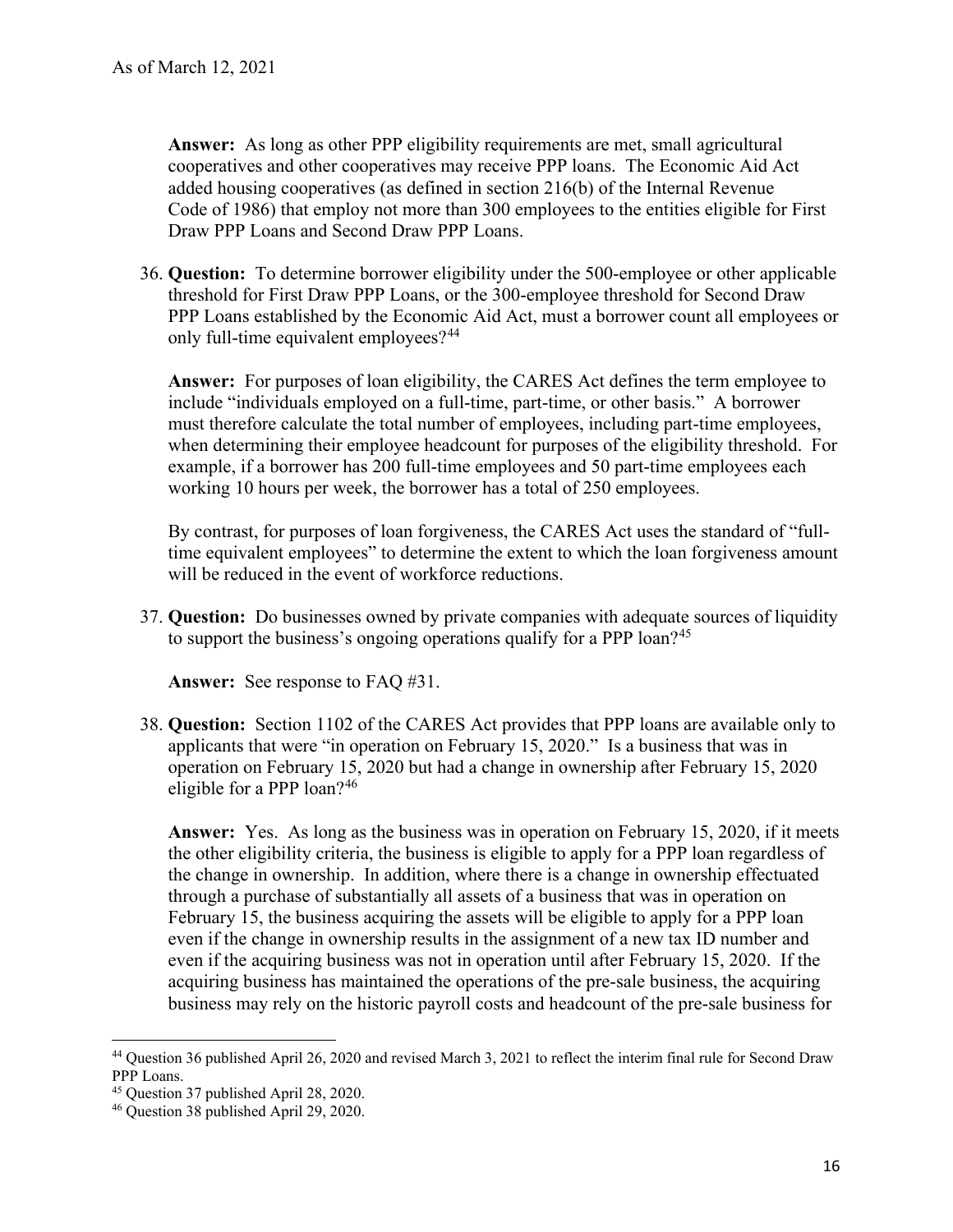**Answer:** As long as other PPP eligibility requirements are met, small agricultural cooperatives and other cooperatives may receive PPP loans. The Economic Aid Act added housing cooperatives (as defined in section 216(b) of the Internal Revenue Code of 1986) that employ not more than 300 employees to the entities eligible for First Draw PPP Loans and Second Draw PPP Loans.

36. **Question:** To determine borrower eligibility under the 500-employee or other applicable threshold for First Draw PPP Loans, or the 300-employee threshold for Second Draw PPP Loans established by the Economic Aid Act, must a borrower count all employees or only full-time equivalent employees?[44]

    **Answer:** For purposes of loan eligibility, the CARES Act defines the term employee to include "individuals employed on a full-time, part-time, or other basis." A borrower must therefore calculate the total number of employees, including part-time employees, when determining their employee headcount for purposes of the eligibility threshold. For example, if a borrower has 200 full-time employees and 50 part-time employees each working 10 hours per week, the borrower has a total of 250 employees.

    By contrast, for purposes of loan forgiveness, the CARES Act uses the standard of "full-time equivalent employees" to determine the extent to which the loan forgiveness amount will be reduced in the event of workforce reductions.

37. **Question:** Do businesses owned by private companies with adequate sources of liquidity to support the business's ongoing operations qualify for a PPP loan?[45]

    **Answer:** See response to FAQ #31.

38. **Question:** Section 1102 of the CARES Act provides that PPP loans are available only to applicants that were "in operation on February 15, 2020." Is a business that was in operation on February 15, 2020 but had a change in ownership after February 15, 2020 eligible for a PPP loan?[46]

    **Answer:** Yes. As long as the business was in operation on February 15, 2020, if it meets the other eligibility criteria, the business is eligible to apply for a PPP loan regardless of the change in ownership. In addition, where there is a change in ownership effectuated through a purchase of substantially all assets of a business that was in operation on February 15, the business acquiring the assets will be eligible to apply for a PPP loan even if the change in ownership results in the assignment of a new tax ID number and even if the acquiring business was not in operation until after February 15, 2020. If the acquiring business has maintained the operations of the pre-sale business, the acquiring business may rely on the historic payroll costs and headcount of the pre-sale business for

---

[44] Question 36 published April 26, 2020 and revised March 3, 2021 to reflect the interim final rule for Second Draw PPP Loans.

[45] Question 37 published April 28, 2020.

[46] Question 38 published April 29, 2020.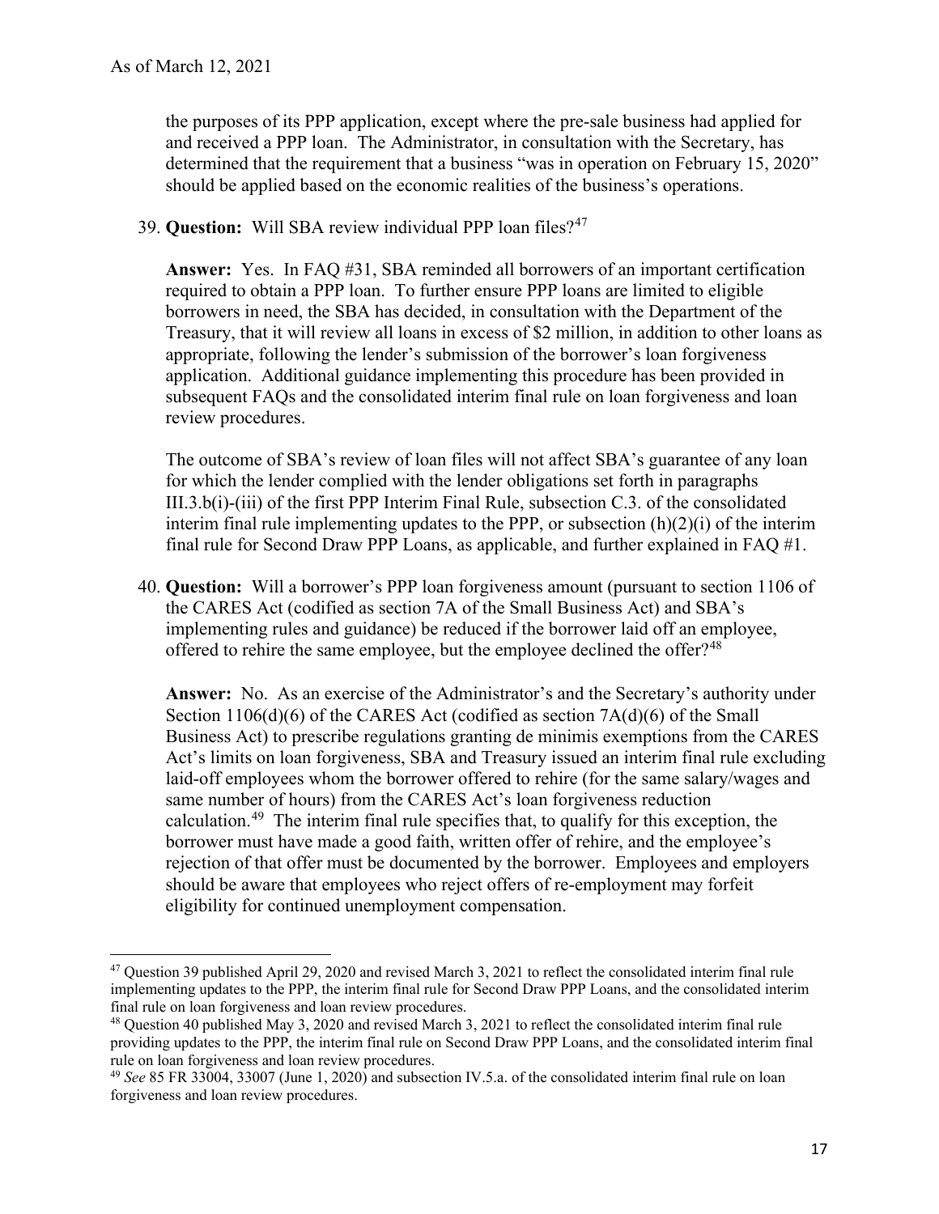the purposes of its PPP application, except where the pre-sale business had applied for and received a PPP loan. The Administrator, in consultation with the Secretary, has determined that the requirement that a business "was in operation on February 15, 2020" should be applied based on the economic realities of the business's operations.

39. **Question:** Will SBA review individual PPP loan files?[47]

    **Answer:** Yes. In FAQ #31, SBA reminded all borrowers of an important certification required to obtain a PPP loan. To further ensure PPP loans are limited to eligible borrowers in need, the SBA has decided, in consultation with the Department of the Treasury, that it will review all loans in excess of $2 million, in addition to other loans as appropriate, following the lender's submission of the borrower's loan forgiveness application. Additional guidance implementing this procedure has been provided in subsequent FAQs and the consolidated interim final rule on loan forgiveness and loan review procedures.

    The outcome of SBA's review of loan files will not affect SBA's guarantee of any loan for which the lender complied with the lender obligations set forth in paragraphs III.3.b(i)-(iii) of the first PPP Interim Final Rule, subsection C.3. of the consolidated interim final rule implementing updates to the PPP, or subsection (h)(2)(i) of the interim final rule for Second Draw PPP Loans, as applicable, and further explained in FAQ #1.

40. **Question:** Will a borrower's PPP loan forgiveness amount (pursuant to section 1106 of the CARES Act (codified as section 7A of the Small Business Act) and SBA's implementing rules and guidance) be reduced if the borrower laid off an employee, offered to rehire the same employee, but the employee declined the offer?[48]

    **Answer:** No. As an exercise of the Administrator's and the Secretary's authority under Section 1106(d)(6) of the CARES Act (codified as section 7A(d)(6) of the Small Business Act) to prescribe regulations granting de minimis exemptions from the CARES Act's limits on loan forgiveness, SBA and Treasury issued an interim final rule excluding laid-off employees whom the borrower offered to rehire (for the same salary/wages and same number of hours) from the CARES Act's loan forgiveness reduction calculation.[49] The interim final rule specifies that, to qualify for this exception, the borrower must have made a good faith, written offer of rehire, and the employee's rejection of that offer must be documented by the borrower. Employees and employers should be aware that employees who reject offers of re-employment may forfeit eligibility for continued unemployment compensation.

---

[47] Question 39 published April 29, 2020 and revised March 3, 2021 to reflect the consolidated interim final rule implementing updates to the PPP, the interim final rule for Second Draw PPP Loans, and the consolidated interim final rule on loan forgiveness and loan review procedures.

[48] Question 40 published May 3, 2020 and revised March 3, 2021 to reflect the consolidated interim final rule providing updates to the PPP, the interim final rule on Second Draw PPP Loans, and the consolidated interim final rule on loan forgiveness and loan review procedures.

[49] *See* 85 FR 33004, 33007 (June 1, 2020) and subsection IV.5.a. of the consolidated interim final rule on loan forgiveness and loan review procedures.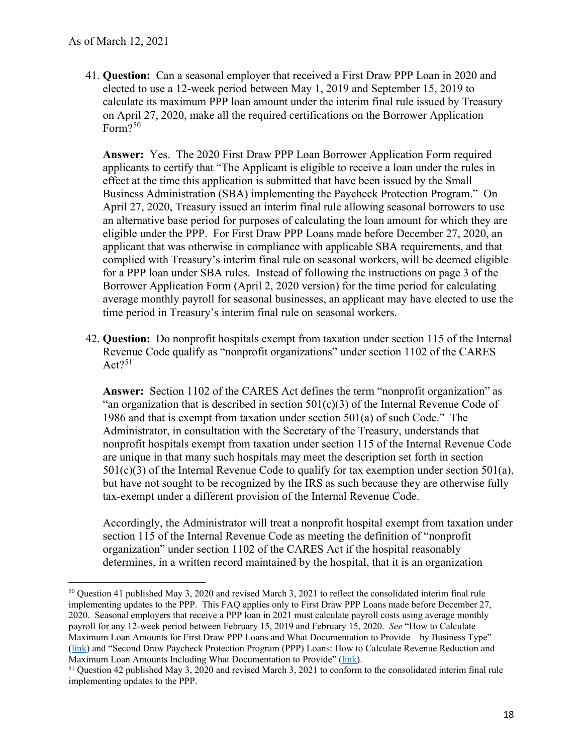As of March 12, 2021

41. **Question:** Can a seasonal employer that received a First Draw PPP Loan in 2020 and elected to use a 12-week period between May 1, 2019 and September 15, 2019 to calculate its maximum PPP loan amount under the interim final rule issued by Treasury on April 27, 2020, make all the required certifications on the Borrower Application Form?[50]

    **Answer:** Yes. The 2020 First Draw PPP Loan Borrower Application Form required applicants to certify that "The Applicant is eligible to receive a loan under the rules in effect at the time this application is submitted that have been issued by the Small Business Administration (SBA) implementing the Paycheck Protection Program." On April 27, 2020, Treasury issued an interim final rule allowing seasonal borrowers to use an alternative base period for purposes of calculating the loan amount for which they are eligible under the PPP. For First Draw PPP Loans made before December 27, 2020, an applicant that was otherwise in compliance with applicable SBA requirements, and that complied with Treasury's interim final rule on seasonal workers, will be deemed eligible for a PPP loan under SBA rules. Instead of following the instructions on page 3 of the Borrower Application Form (April 2, 2020 version) for the time period for calculating average monthly payroll for seasonal businesses, an applicant may have elected to use the time period in Treasury's interim final rule on seasonal workers.

42. **Question:** Do nonprofit hospitals exempt from taxation under section 115 of the Internal Revenue Code qualify as "nonprofit organizations" under section 1102 of the CARES Act?[51]

    **Answer:** Section 1102 of the CARES Act defines the term "nonprofit organization" as "an organization that is described in section 501(c)(3) of the Internal Revenue Code of 1986 and that is exempt from taxation under section 501(a) of such Code." The Administrator, in consultation with the Secretary of the Treasury, understands that nonprofit hospitals exempt from taxation under section 115 of the Internal Revenue Code are unique in that many such hospitals may meet the description set forth in section 501(c)(3) of the Internal Revenue Code to qualify for tax exemption under section 501(a), but have not sought to be recognized by the IRS as such because they are otherwise fully tax-exempt under a different provision of the Internal Revenue Code.

    Accordingly, the Administrator will treat a nonprofit hospital exempt from taxation under section 115 of the Internal Revenue Code as meeting the definition of "nonprofit organization" under section 1102 of the CARES Act if the hospital reasonably determines, in a written record maintained by the hospital, that it is an organization

---

[50] Question 41 published May 3, 2020 and revised March 3, 2021 to reflect the consolidated interim final rule implementing updates to the PPP. This FAQ applies only to First Draw PPP Loans made before December 27, 2020. Seasonal employers that receive a PPP loan in 2021 must calculate payroll costs using average monthly payroll for any 12-week period between February 15, 2019 and February 15, 2020. *See* "How to Calculate Maximum Loan Amounts for First Draw PPP Loans and What Documentation to Provide – by Business Type" (link) and "Second Draw Paycheck Protection Program (PPP) Loans: How to Calculate Revenue Reduction and Maximum Loan Amounts Including What Documentation to Provide" (link).

[51] Question 42 published May 3, 2020 and revised March 3, 2021 to conform to the consolidated interim final rule implementing updates to the PPP.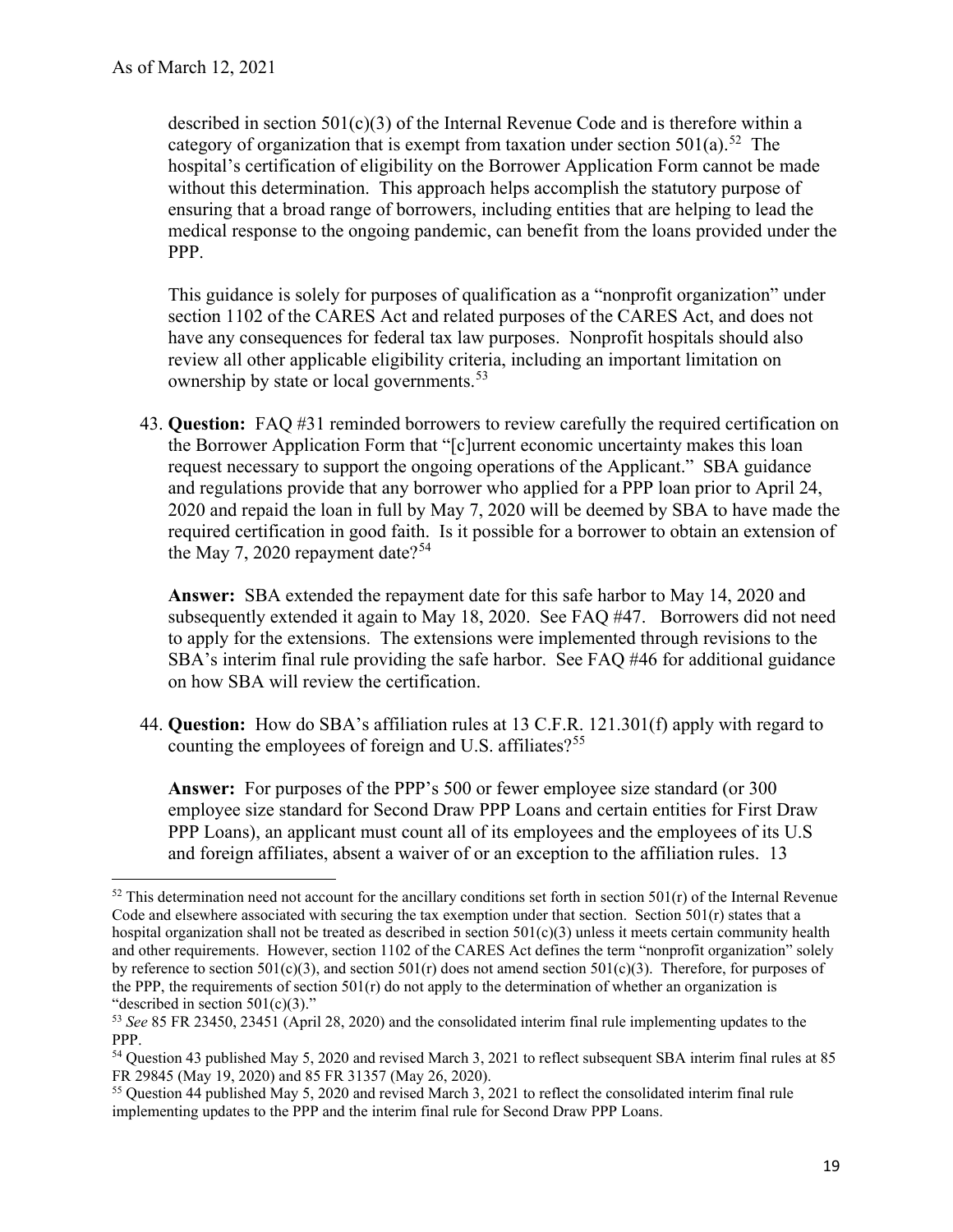described in section 501(c)(3) of the Internal Revenue Code and is therefore within a category of organization that is exempt from taxation under section 501(a).[52] The hospital's certification of eligibility on the Borrower Application Form cannot be made without this determination. This approach helps accomplish the statutory purpose of ensuring that a broad range of borrowers, including entities that are helping to lead the medical response to the ongoing pandemic, can benefit from the loans provided under the PPP.

This guidance is solely for purposes of qualification as a "nonprofit organization" under section 1102 of the CARES Act and related purposes of the CARES Act, and does not have any consequences for federal tax law purposes. Nonprofit hospitals should also review all other applicable eligibility criteria, including an important limitation on ownership by state or local governments.[53]

43. **Question:** FAQ #31 reminded borrowers to review carefully the required certification on the Borrower Application Form that "[c]urrent economic uncertainty makes this loan request necessary to support the ongoing operations of the Applicant." SBA guidance and regulations provide that any borrower who applied for a PPP loan prior to April 24, 2020 and repaid the loan in full by May 7, 2020 will be deemed by SBA to have made the required certification in good faith. Is it possible for a borrower to obtain an extension of the May 7, 2020 repayment date?[54]

    **Answer:** SBA extended the repayment date for this safe harbor to May 14, 2020 and subsequently extended it again to May 18, 2020. See FAQ #47. Borrowers did not need to apply for the extensions. The extensions were implemented through revisions to the SBA's interim final rule providing the safe harbor. See FAQ #46 for additional guidance on how SBA will review the certification.

44. **Question:** How do SBA's affiliation rules at 13 C.F.R. 121.301(f) apply with regard to counting the employees of foreign and U.S. affiliates?[55]

    **Answer:** For purposes of the PPP's 500 or fewer employee size standard (or 300 employee size standard for Second Draw PPP Loans and certain entities for First Draw PPP Loans), an applicant must count all of its employees and the employees of its U.S and foreign affiliates, absent a waiver of or an exception to the affiliation rules. 13

---

[52] This determination need not account for the ancillary conditions set forth in section 501(r) of the Internal Revenue Code and elsewhere associated with securing the tax exemption under that section. Section 501(r) states that a hospital organization shall not be treated as described in section 501(c)(3) unless it meets certain community health and other requirements. However, section 1102 of the CARES Act defines the term "nonprofit organization" solely by reference to section 501(c)(3), and section 501(r) does not amend section 501(c)(3). Therefore, for purposes of the PPP, the requirements of section 501(r) do not apply to the determination of whether an organization is "described in section 501(c)(3)."

[53] *See* 85 FR 23450, 23451 (April 28, 2020) and the consolidated interim final rule implementing updates to the PPP.

[54] Question 43 published May 5, 2020 and revised March 3, 2021 to reflect subsequent SBA interim final rules at 85 FR 29845 (May 19, 2020) and 85 FR 31357 (May 26, 2020).

[55] Question 44 published May 5, 2020 and revised March 3, 2021 to reflect the consolidated interim final rule implementing updates to the PPP and the interim final rule for Second Draw PPP Loans.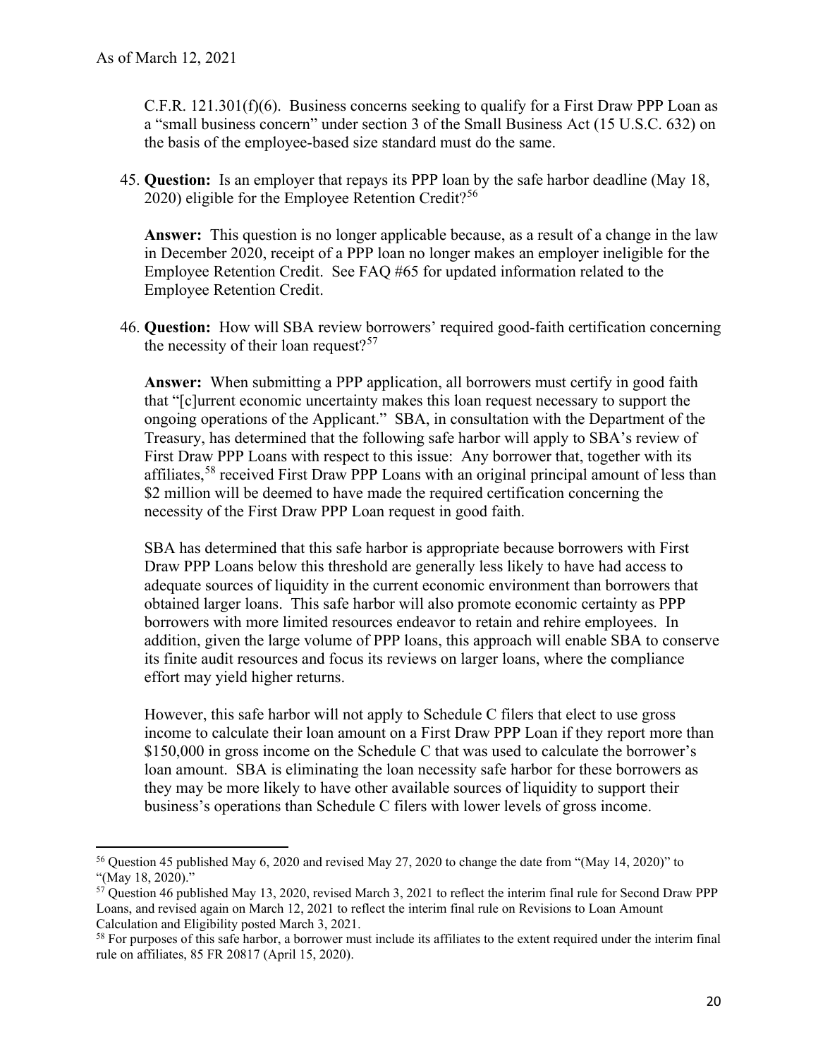C.F.R. 121.301(f)(6). Business concerns seeking to qualify for a First Draw PPP Loan as a "small business concern" under section 3 of the Small Business Act (15 U.S.C. 632) on the basis of the employee-based size standard must do the same.

45. **Question:** Is an employer that repays its PPP loan by the safe harbor deadline (May 18, 2020) eligible for the Employee Retention Credit?[56]

    **Answer:** This question is no longer applicable because, as a result of a change in the law in December 2020, receipt of a PPP loan no longer makes an employer ineligible for the Employee Retention Credit. See FAQ #65 for updated information related to the Employee Retention Credit.

46. **Question:** How will SBA review borrowers' required good-faith certification concerning the necessity of their loan request?[57]

    **Answer:** When submitting a PPP application, all borrowers must certify in good faith that "[c]urrent economic uncertainty makes this loan request necessary to support the ongoing operations of the Applicant." SBA, in consultation with the Department of the Treasury, has determined that the following safe harbor will apply to SBA's review of First Draw PPP Loans with respect to this issue: Any borrower that, together with its affiliates,[58] received First Draw PPP Loans with an original principal amount of less than $2 million will be deemed to have made the required certification concerning the necessity of the First Draw PPP Loan request in good faith.

    SBA has determined that this safe harbor is appropriate because borrowers with First Draw PPP Loans below this threshold are generally less likely to have had access to adequate sources of liquidity in the current economic environment than borrowers that obtained larger loans. This safe harbor will also promote economic certainty as PPP borrowers with more limited resources endeavor to retain and rehire employees. In addition, given the large volume of PPP loans, this approach will enable SBA to conserve its finite audit resources and focus its reviews on larger loans, where the compliance effort may yield higher returns.

    However, this safe harbor will not apply to Schedule C filers that elect to use gross income to calculate their loan amount on a First Draw PPP Loan if they report more than $150,000 in gross income on the Schedule C that was used to calculate the borrower's loan amount. SBA is eliminating the loan necessity safe harbor for these borrowers as they may be more likely to have other available sources of liquidity to support their business's operations than Schedule C filers with lower levels of gross income.

---

[56] Question 45 published May 6, 2020 and revised May 27, 2020 to change the date from "(May 14, 2020)" to "(May 18, 2020)."

[57] Question 46 published May 13, 2020, revised March 3, 2021 to reflect the interim final rule for Second Draw PPP Loans, and revised again on March 12, 2021 to reflect the interim final rule on Revisions to Loan Amount Calculation and Eligibility posted March 3, 2021.

[58] For purposes of this safe harbor, a borrower must include its affiliates to the extent required under the interim final rule on affiliates, 85 FR 20817 (April 15, 2020).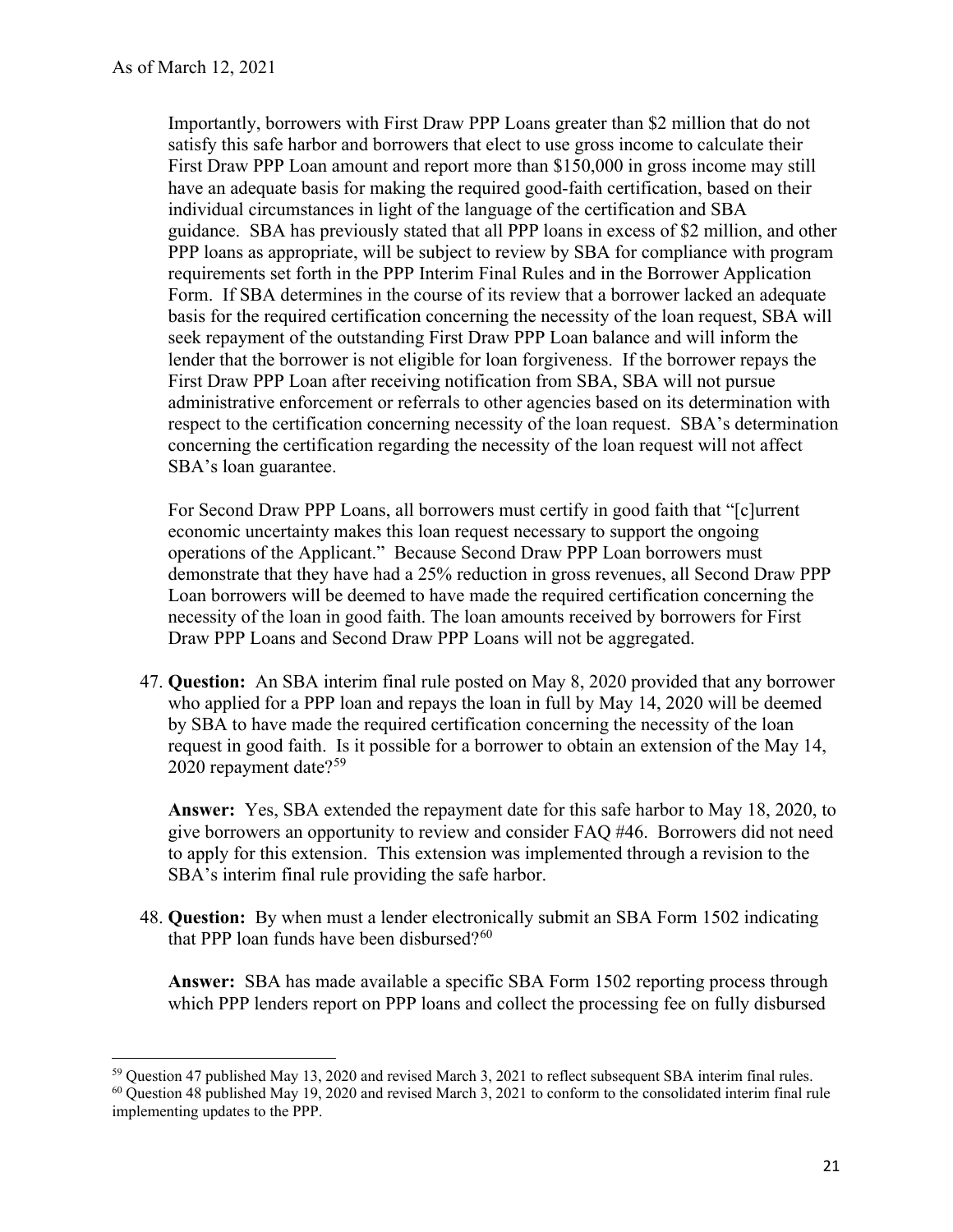Importantly, borrowers with First Draw PPP Loans greater than $2 million that do not satisfy this safe harbor and borrowers that elect to use gross income to calculate their First Draw PPP Loan amount and report more than $150,000 in gross income may still have an adequate basis for making the required good-faith certification, based on their individual circumstances in light of the language of the certification and SBA guidance. SBA has previously stated that all PPP loans in excess of $2 million, and other PPP loans as appropriate, will be subject to review by SBA for compliance with program requirements set forth in the PPP Interim Final Rules and in the Borrower Application Form. If SBA determines in the course of its review that a borrower lacked an adequate basis for the required certification concerning the necessity of the loan request, SBA will seek repayment of the outstanding First Draw PPP Loan balance and will inform the lender that the borrower is not eligible for loan forgiveness. If the borrower repays the First Draw PPP Loan after receiving notification from SBA, SBA will not pursue administrative enforcement or referrals to other agencies based on its determination with respect to the certification concerning necessity of the loan request. SBA's determination concerning the certification regarding the necessity of the loan request will not affect SBA's loan guarantee.

For Second Draw PPP Loans, all borrowers must certify in good faith that "[c]urrent economic uncertainty makes this loan request necessary to support the ongoing operations of the Applicant." Because Second Draw PPP Loan borrowers must demonstrate that they have had a 25% reduction in gross revenues, all Second Draw PPP Loan borrowers will be deemed to have made the required certification concerning the necessity of the loan in good faith. The loan amounts received by borrowers for First Draw PPP Loans and Second Draw PPP Loans will not be aggregated.

47. **Question:** An SBA interim final rule posted on May 8, 2020 provided that any borrower who applied for a PPP loan and repays the loan in full by May 14, 2020 will be deemed by SBA to have made the required certification concerning the necessity of the loan request in good faith. Is it possible for a borrower to obtain an extension of the May 14, 2020 repayment date?[59]

    **Answer:** Yes, SBA extended the repayment date for this safe harbor to May 18, 2020, to give borrowers an opportunity to review and consider FAQ #46. Borrowers did not need to apply for this extension. This extension was implemented through a revision to the SBA's interim final rule providing the safe harbor.

48. **Question:** By when must a lender electronically submit an SBA Form 1502 indicating that PPP loan funds have been disbursed?[60]

    **Answer:** SBA has made available a specific SBA Form 1502 reporting process through which PPP lenders report on PPP loans and collect the processing fee on fully disbursed

---

[59] Question 47 published May 13, 2020 and revised March 3, 2021 to reflect subsequent SBA interim final rules.

[60] Question 48 published May 19, 2020 and revised March 3, 2021 to conform to the consolidated interim final rule implementing updates to the PPP.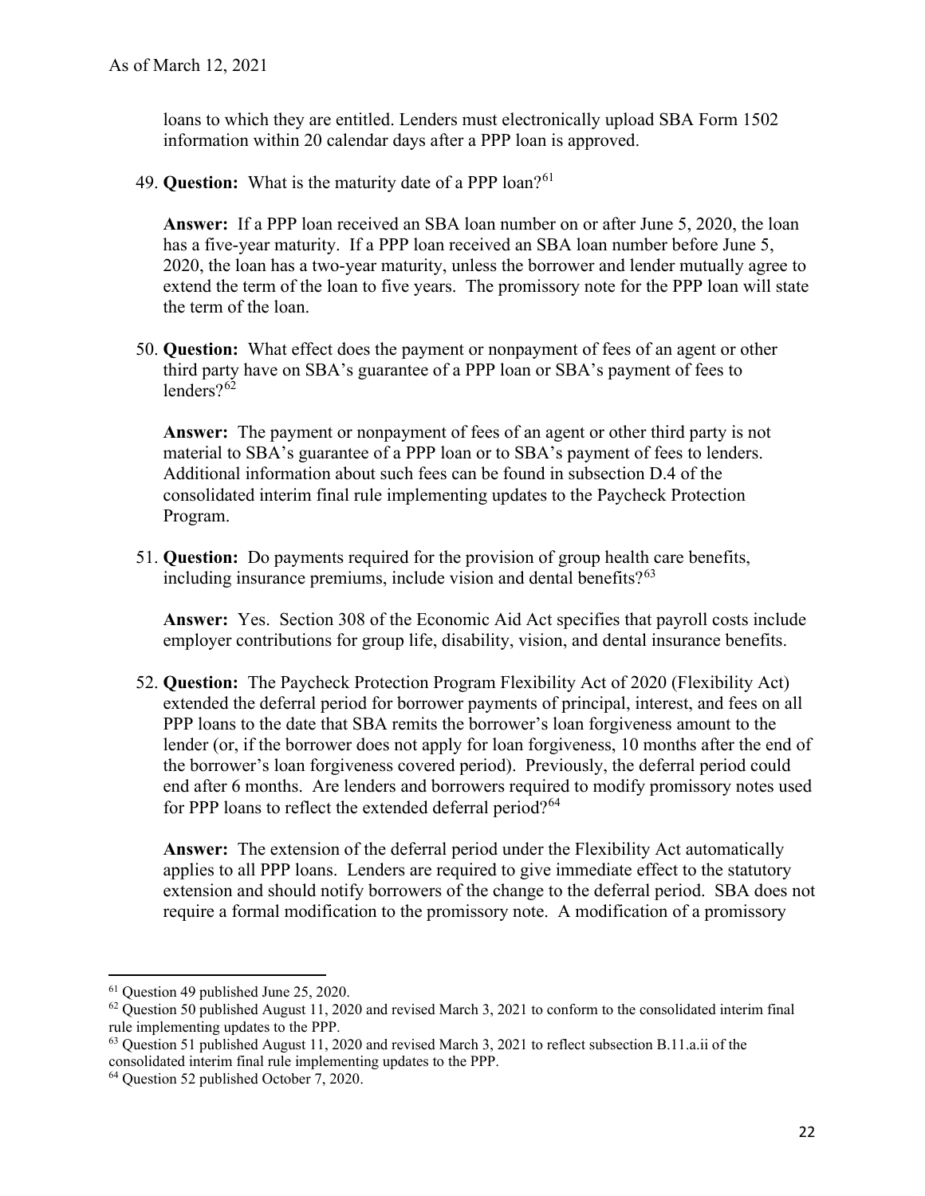loans to which they are entitled. Lenders must electronically upload SBA Form 1502 information within 20 calendar days after a PPP loan is approved.

49. **Question:** What is the maturity date of a PPP loan?[61]

    **Answer:** If a PPP loan received an SBA loan number on or after June 5, 2020, the loan has a five-year maturity. If a PPP loan received an SBA loan number before June 5, 2020, the loan has a two-year maturity, unless the borrower and lender mutually agree to extend the term of the loan to five years. The promissory note for the PPP loan will state the term of the loan.

50. **Question:** What effect does the payment or nonpayment of fees of an agent or other third party have on SBA's guarantee of a PPP loan or SBA's payment of fees to lenders?[62]

    **Answer:** The payment or nonpayment of fees of an agent or other third party is not material to SBA's guarantee of a PPP loan or to SBA's payment of fees to lenders. Additional information about such fees can be found in subsection D.4 of the consolidated interim final rule implementing updates to the Paycheck Protection Program.

51. **Question:** Do payments required for the provision of group health care benefits, including insurance premiums, include vision and dental benefits?[63]

    **Answer:** Yes. Section 308 of the Economic Aid Act specifies that payroll costs include employer contributions for group life, disability, vision, and dental insurance benefits.

52. **Question:** The Paycheck Protection Program Flexibility Act of 2020 (Flexibility Act) extended the deferral period for borrower payments of principal, interest, and fees on all PPP loans to the date that SBA remits the borrower's loan forgiveness amount to the lender (or, if the borrower does not apply for loan forgiveness, 10 months after the end of the borrower's loan forgiveness covered period). Previously, the deferral period could end after 6 months. Are lenders and borrowers required to modify promissory notes used for PPP loans to reflect the extended deferral period?[64]

    **Answer:** The extension of the deferral period under the Flexibility Act automatically applies to all PPP loans. Lenders are required to give immediate effect to the statutory extension and should notify borrowers of the change to the deferral period. SBA does not require a formal modification to the promissory note. A modification of a promissory

---

[61] Question 49 published June 25, 2020.

[62] Question 50 published August 11, 2020 and revised March 3, 2021 to conform to the consolidated interim final rule implementing updates to the PPP.

[63] Question 51 published August 11, 2020 and revised March 3, 2021 to reflect subsection B.11.a.ii of the consolidated interim final rule implementing updates to the PPP.

[64] Question 52 published October 7, 2020.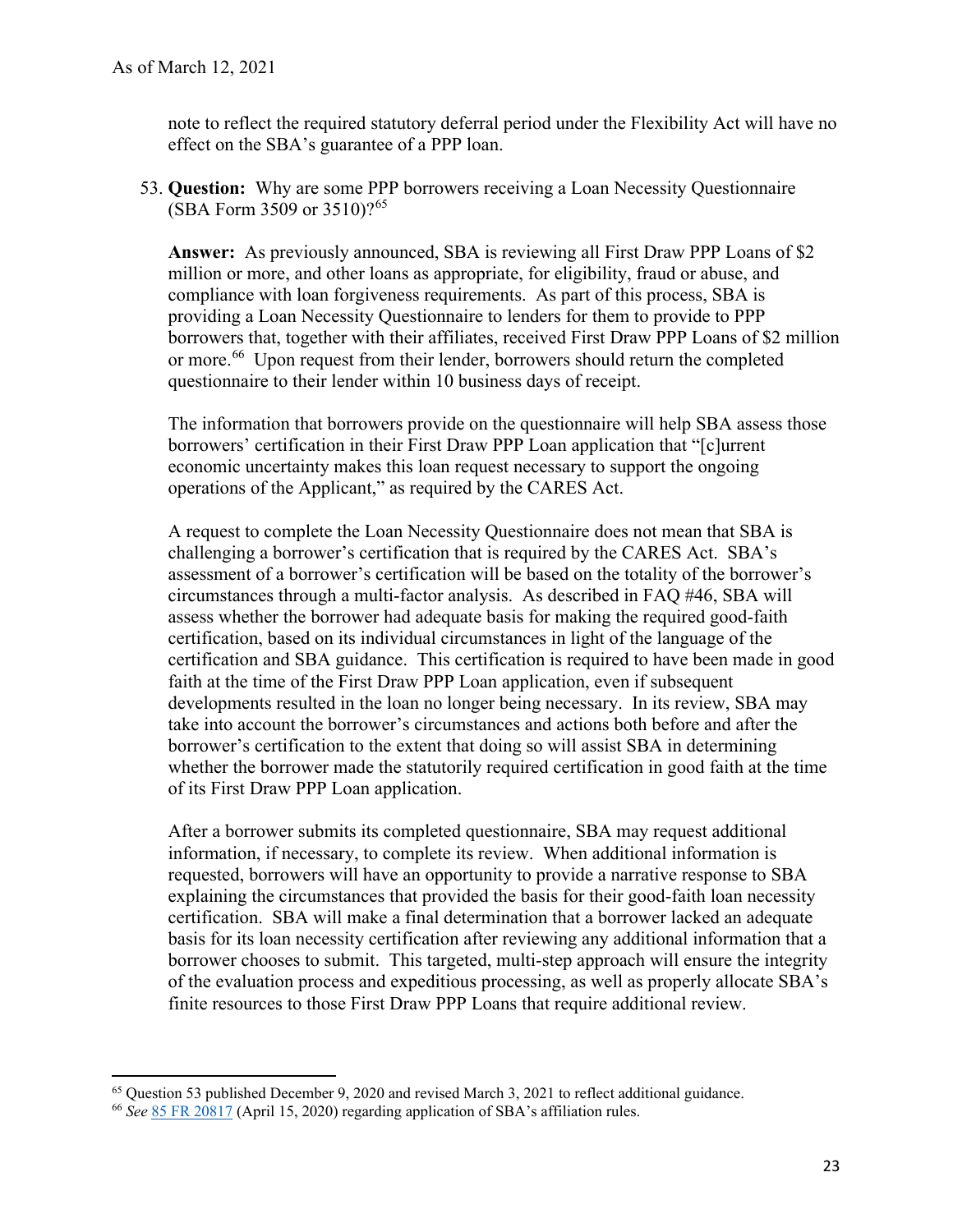note to reflect the required statutory deferral period under the Flexibility Act will have no effect on the SBA's guarantee of a PPP loan.

53. **Question:** Why are some PPP borrowers receiving a Loan Necessity Questionnaire (SBA Form 3509 or 3510)?[65]

    **Answer:** As previously announced, SBA is reviewing all First Draw PPP Loans of $2 million or more, and other loans as appropriate, for eligibility, fraud or abuse, and compliance with loan forgiveness requirements. As part of this process, SBA is providing a Loan Necessity Questionnaire to lenders for them to provide to PPP borrowers that, together with their affiliates, received First Draw PPP Loans of $2 million or more.[66] Upon request from their lender, borrowers should return the completed questionnaire to their lender within 10 business days of receipt.

    The information that borrowers provide on the questionnaire will help SBA assess those borrowers' certification in their First Draw PPP Loan application that "[c]urrent economic uncertainty makes this loan request necessary to support the ongoing operations of the Applicant," as required by the CARES Act.

    A request to complete the Loan Necessity Questionnaire does not mean that SBA is challenging a borrower's certification that is required by the CARES Act. SBA's assessment of a borrower's certification will be based on the totality of the borrower's circumstances through a multi-factor analysis. As described in FAQ #46, SBA will assess whether the borrower had adequate basis for making the required good-faith certification, based on its individual circumstances in light of the language of the certification and SBA guidance. This certification is required to have been made in good faith at the time of the First Draw PPP Loan application, even if subsequent developments resulted in the loan no longer being necessary. In its review, SBA may take into account the borrower's circumstances and actions both before and after the borrower's certification to the extent that doing so will assist SBA in determining whether the borrower made the statutorily required certification in good faith at the time of its First Draw PPP Loan application.

    After a borrower submits its completed questionnaire, SBA may request additional information, if necessary, to complete its review. When additional information is requested, borrowers will have an opportunity to provide a narrative response to SBA explaining the circumstances that provided the basis for their good-faith loan necessity certification. SBA will make a final determination that a borrower lacked an adequate basis for its loan necessity certification after reviewing any additional information that a borrower chooses to submit. This targeted, multi-step approach will ensure the integrity of the evaluation process and expeditious processing, as well as properly allocate SBA's finite resources to those First Draw PPP Loans that require additional review.

---

[65] Question 53 published December 9, 2020 and revised March 3, 2021 to reflect additional guidance.

[66] *See* 85 FR 20817 (April 15, 2020) regarding application of SBA's affiliation rules.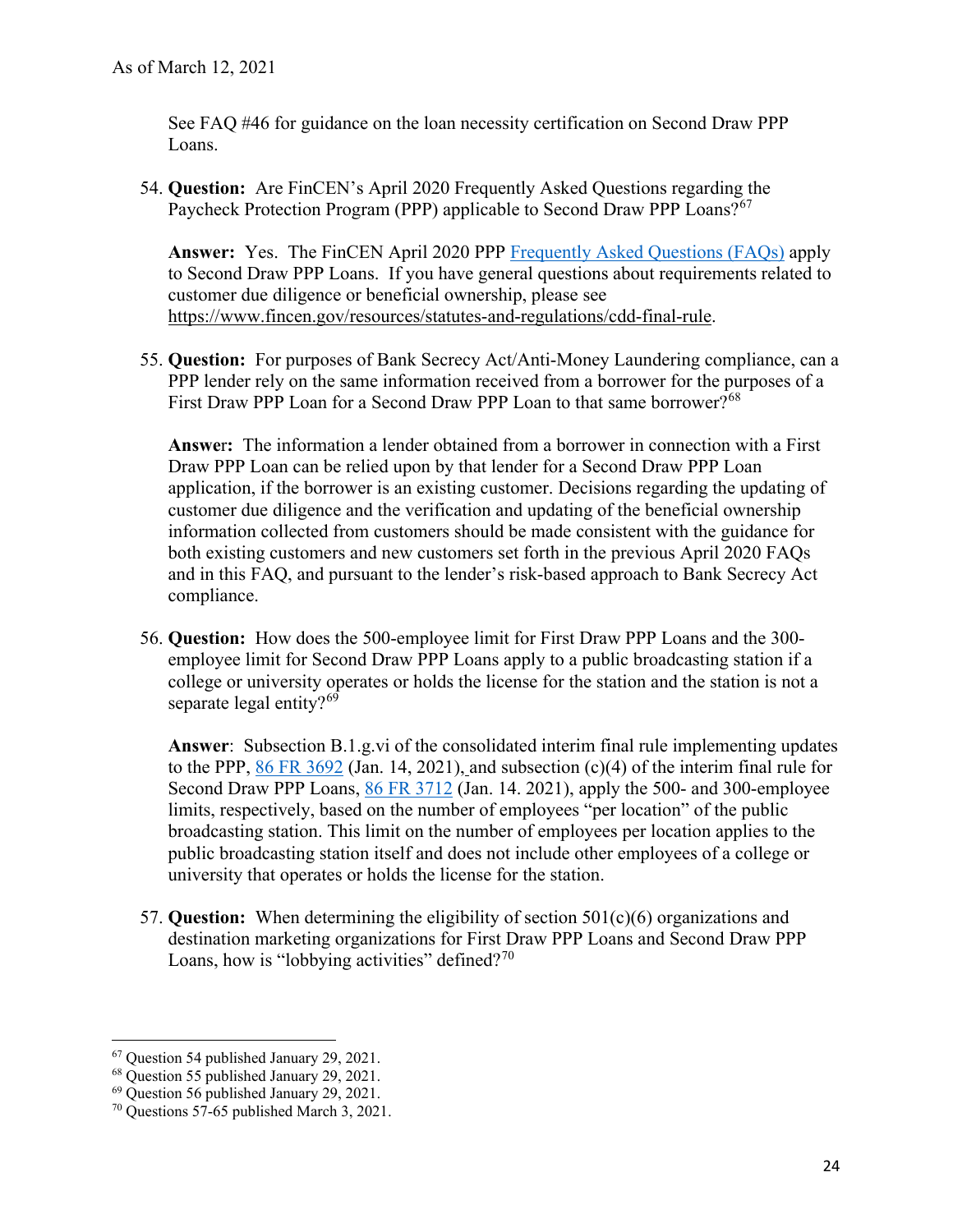See FAQ #46 for guidance on the loan necessity certification on Second Draw PPP Loans.

54. **Question:** Are FinCEN's April 2020 Frequently Asked Questions regarding the Paycheck Protection Program (PPP) applicable to Second Draw PPP Loans?[67]

    **Answer:** Yes. The FinCEN April 2020 PPP Frequently Asked Questions (FAQs) apply to Second Draw PPP Loans. If you have general questions about requirements related to customer due diligence or beneficial ownership, please see https://www.fincen.gov/resources/statutes-and-regulations/cdd-final-rule.

55. **Question:** For purposes of Bank Secrecy Act/Anti-Money Laundering compliance, can a PPP lender rely on the same information received from a borrower for the purposes of a First Draw PPP Loan for a Second Draw PPP Loan to that same borrower?[68]

    **Answer:** The information a lender obtained from a borrower in connection with a First Draw PPP Loan can be relied upon by that lender for a Second Draw PPP Loan application, if the borrower is an existing customer. Decisions regarding the updating of customer due diligence and the verification and updating of the beneficial ownership information collected from customers should be made consistent with the guidance for both existing customers and new customers set forth in the previous April 2020 FAQs and in this FAQ, and pursuant to the lender's risk-based approach to Bank Secrecy Act compliance.

56. **Question:** How does the 500-employee limit for First Draw PPP Loans and the 300-employee limit for Second Draw PPP Loans apply to a public broadcasting station if a college or university operates or holds the license for the station and the station is not a separate legal entity?[69]

    **Answer**: Subsection B.1.g.vi of the consolidated interim final rule implementing updates to the PPP, 86 FR 3692 (Jan. 14, 2021), and subsection (c)(4) of the interim final rule for Second Draw PPP Loans, 86 FR 3712 (Jan. 14. 2021), apply the 500- and 300-employee limits, respectively, based on the number of employees "per location" of the public broadcasting station. This limit on the number of employees per location applies to the public broadcasting station itself and does not include other employees of a college or university that operates or holds the license for the station.

57. **Question:** When determining the eligibility of section 501(c)(6) organizations and destination marketing organizations for First Draw PPP Loans and Second Draw PPP Loans, how is "lobbying activities" defined?[70]

---

[67] Question 54 published January 29, 2021.
[68] Question 55 published January 29, 2021.
[69] Question 56 published January 29, 2021.
[70] Questions 57-65 published March 3, 2021.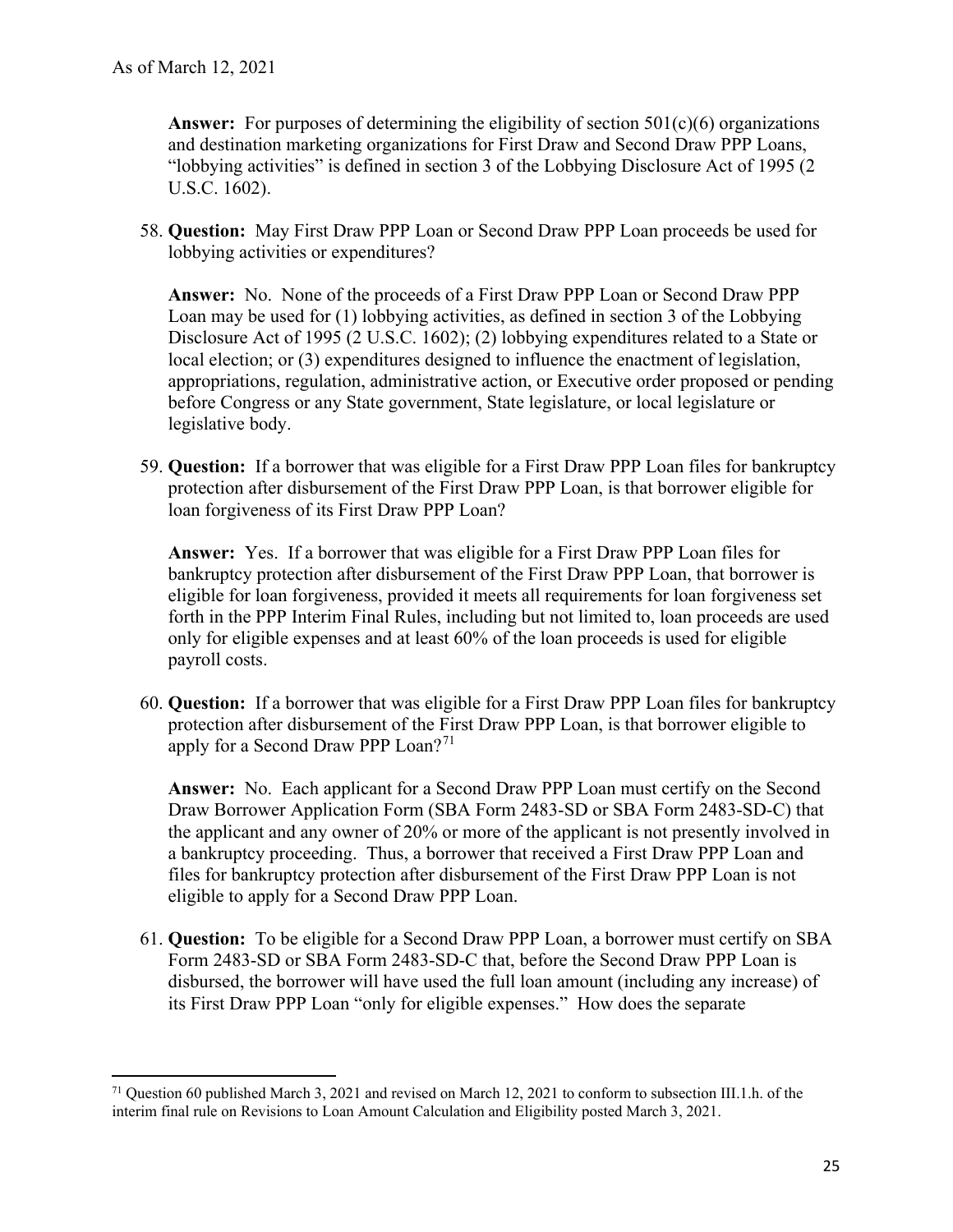**Answer:** For purposes of determining the eligibility of section 501(c)(6) organizations and destination marketing organizations for First Draw and Second Draw PPP Loans, "lobbying activities" is defined in section 3 of the Lobbying Disclosure Act of 1995 (2 U.S.C. 1602).

58. **Question:** May First Draw PPP Loan or Second Draw PPP Loan proceeds be used for lobbying activities or expenditures?

    **Answer:** No. None of the proceeds of a First Draw PPP Loan or Second Draw PPP Loan may be used for (1) lobbying activities, as defined in section 3 of the Lobbying Disclosure Act of 1995 (2 U.S.C. 1602); (2) lobbying expenditures related to a State or local election; or (3) expenditures designed to influence the enactment of legislation, appropriations, regulation, administrative action, or Executive order proposed or pending before Congress or any State government, State legislature, or local legislature or legislative body.

59. **Question:** If a borrower that was eligible for a First Draw PPP Loan files for bankruptcy protection after disbursement of the First Draw PPP Loan, is that borrower eligible for loan forgiveness of its First Draw PPP Loan?

    **Answer:** Yes. If a borrower that was eligible for a First Draw PPP Loan files for bankruptcy protection after disbursement of the First Draw PPP Loan, that borrower is eligible for loan forgiveness, provided it meets all requirements for loan forgiveness set forth in the PPP Interim Final Rules, including but not limited to, loan proceeds are used only for eligible expenses and at least 60% of the loan proceeds is used for eligible payroll costs.

60. **Question:** If a borrower that was eligible for a First Draw PPP Loan files for bankruptcy protection after disbursement of the First Draw PPP Loan, is that borrower eligible to apply for a Second Draw PPP Loan?[71]

    **Answer:** No. Each applicant for a Second Draw PPP Loan must certify on the Second Draw Borrower Application Form (SBA Form 2483-SD or SBA Form 2483-SD-C) that the applicant and any owner of 20% or more of the applicant is not presently involved in a bankruptcy proceeding. Thus, a borrower that received a First Draw PPP Loan and files for bankruptcy protection after disbursement of the First Draw PPP Loan is not eligible to apply for a Second Draw PPP Loan.

61. **Question:** To be eligible for a Second Draw PPP Loan, a borrower must certify on SBA Form 2483-SD or SBA Form 2483-SD-C that, before the Second Draw PPP Loan is disbursed, the borrower will have used the full loan amount (including any increase) of its First Draw PPP Loan "only for eligible expenses." How does the separate

---

[71] Question 60 published March 3, 2021 and revised on March 12, 2021 to conform to subsection III.1.h. of the interim final rule on Revisions to Loan Amount Calculation and Eligibility posted March 3, 2021.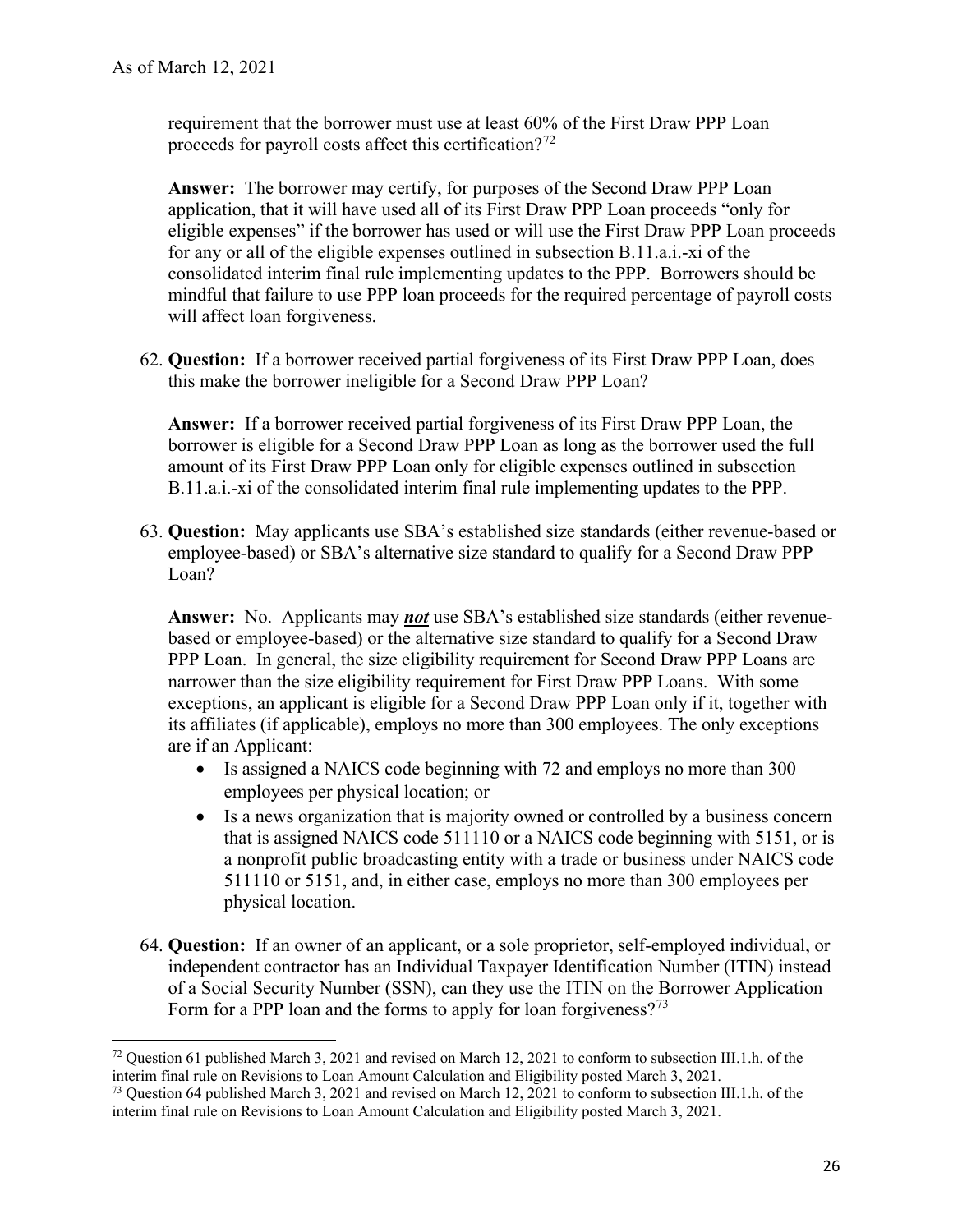requirement that the borrower must use at least 60% of the First Draw PPP Loan proceeds for payroll costs affect this certification?[72]

**Answer:** The borrower may certify, for purposes of the Second Draw PPP Loan application, that it will have used all of its First Draw PPP Loan proceeds "only for eligible expenses" if the borrower has used or will use the First Draw PPP Loan proceeds for any or all of the eligible expenses outlined in subsection B.11.a.i.-xi of the consolidated interim final rule implementing updates to the PPP. Borrowers should be mindful that failure to use PPP loan proceeds for the required percentage of payroll costs will affect loan forgiveness.

62. **Question:** If a borrower received partial forgiveness of its First Draw PPP Loan, does this make the borrower ineligible for a Second Draw PPP Loan?

    **Answer:** If a borrower received partial forgiveness of its First Draw PPP Loan, the borrower is eligible for a Second Draw PPP Loan as long as the borrower used the full amount of its First Draw PPP Loan only for eligible expenses outlined in subsection B.11.a.i.-xi of the consolidated interim final rule implementing updates to the PPP.

63. **Question:** May applicants use SBA's established size standards (either revenue-based or employee-based) or SBA's alternative size standard to qualify for a Second Draw PPP Loan?

    **Answer:** No. Applicants may ***not*** use SBA's established size standards (either revenue-based or employee-based) or the alternative size standard to qualify for a Second Draw PPP Loan. In general, the size eligibility requirement for Second Draw PPP Loans are narrower than the size eligibility requirement for First Draw PPP Loans. With some exceptions, an applicant is eligible for a Second Draw PPP Loan only if it, together with its affiliates (if applicable), employs no more than 300 employees. The only exceptions are if an Applicant:

    - Is assigned a NAICS code beginning with 72 and employs no more than 300 employees per physical location; or
    - Is a news organization that is majority owned or controlled by a business concern that is assigned NAICS code 511110 or a NAICS code beginning with 5151, or is a nonprofit public broadcasting entity with a trade or business under NAICS code 511110 or 5151, and, in either case, employs no more than 300 employees per physical location.

64. **Question:** If an owner of an applicant, or a sole proprietor, self-employed individual, or independent contractor has an Individual Taxpayer Identification Number (ITIN) instead of a Social Security Number (SSN), can they use the ITIN on the Borrower Application Form for a PPP loan and the forms to apply for loan forgiveness?[73]

---

[72] Question 61 published March 3, 2021 and revised on March 12, 2021 to conform to subsection III.1.h. of the interim final rule on Revisions to Loan Amount Calculation and Eligibility posted March 3, 2021.

[73] Question 64 published March 3, 2021 and revised on March 12, 2021 to conform to subsection III.1.h. of the interim final rule on Revisions to Loan Amount Calculation and Eligibility posted March 3, 2021.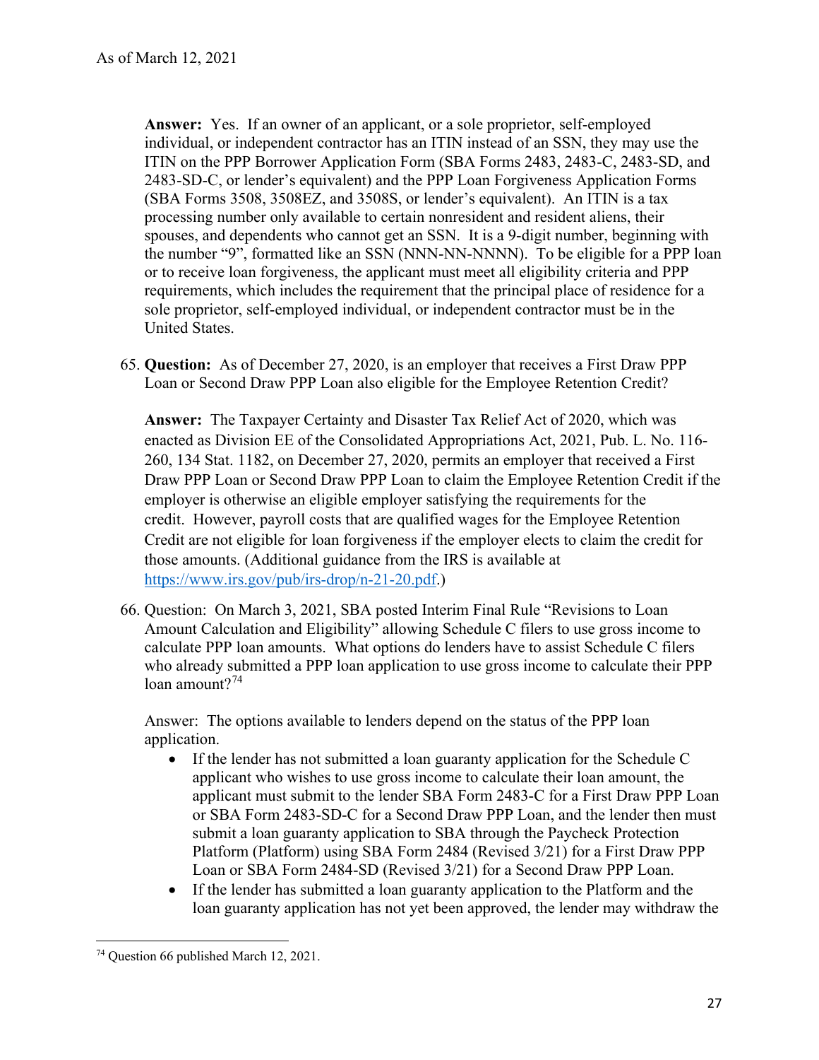**Answer:** Yes. If an owner of an applicant, or a sole proprietor, self-employed individual, or independent contractor has an ITIN instead of an SSN, they may use the ITIN on the PPP Borrower Application Form (SBA Forms 2483, 2483-C, 2483-SD, and 2483-SD-C, or lender's equivalent) and the PPP Loan Forgiveness Application Forms (SBA Forms 3508, 3508EZ, and 3508S, or lender's equivalent). An ITIN is a tax processing number only available to certain nonresident and resident aliens, their spouses, and dependents who cannot get an SSN. It is a 9-digit number, beginning with the number "9", formatted like an SSN (NNN-NN-NNNN). To be eligible for a PPP loan or to receive loan forgiveness, the applicant must meet all eligibility criteria and PPP requirements, which includes the requirement that the principal place of residence for a sole proprietor, self-employed individual, or independent contractor must be in the United States.

65. **Question:** As of December 27, 2020, is an employer that receives a First Draw PPP Loan or Second Draw PPP Loan also eligible for the Employee Retention Credit?

    **Answer:** The Taxpayer Certainty and Disaster Tax Relief Act of 2020, which was enacted as Division EE of the Consolidated Appropriations Act, 2021, Pub. L. No. 116-260, 134 Stat. 1182, on December 27, 2020, permits an employer that received a First Draw PPP Loan or Second Draw PPP Loan to claim the Employee Retention Credit if the employer is otherwise an eligible employer satisfying the requirements for the credit. However, payroll costs that are qualified wages for the Employee Retention Credit are not eligible for loan forgiveness if the employer elects to claim the credit for those amounts. (Additional guidance from the IRS is available at [https://www.irs.gov/pub/irs-drop/n-21-20.pdf](https://www.irs.gov/pub/irs-drop/n-21-20.pdf).)

66. Question: On March 3, 2021, SBA posted Interim Final Rule "Revisions to Loan Amount Calculation and Eligibility" allowing Schedule C filers to use gross income to calculate PPP loan amounts. What options do lenders have to assist Schedule C filers who already submitted a PPP loan application to use gross income to calculate their PPP loan amount?[74]

    Answer: The options available to lenders depend on the status of the PPP loan application.

    - If the lender has not submitted a loan guaranty application for the Schedule C applicant who wishes to use gross income to calculate their loan amount, the applicant must submit to the lender SBA Form 2483-C for a First Draw PPP Loan or SBA Form 2483-SD-C for a Second Draw PPP Loan, and the lender then must submit a loan guaranty application to SBA through the Paycheck Protection Platform (Platform) using SBA Form 2484 (Revised 3/21) for a First Draw PPP Loan or SBA Form 2484-SD (Revised 3/21) for a Second Draw PPP Loan.
    - If the lender has submitted a loan guaranty application to the Platform and the loan guaranty application has not yet been approved, the lender may withdraw the

[74] Question 66 published March 12, 2021.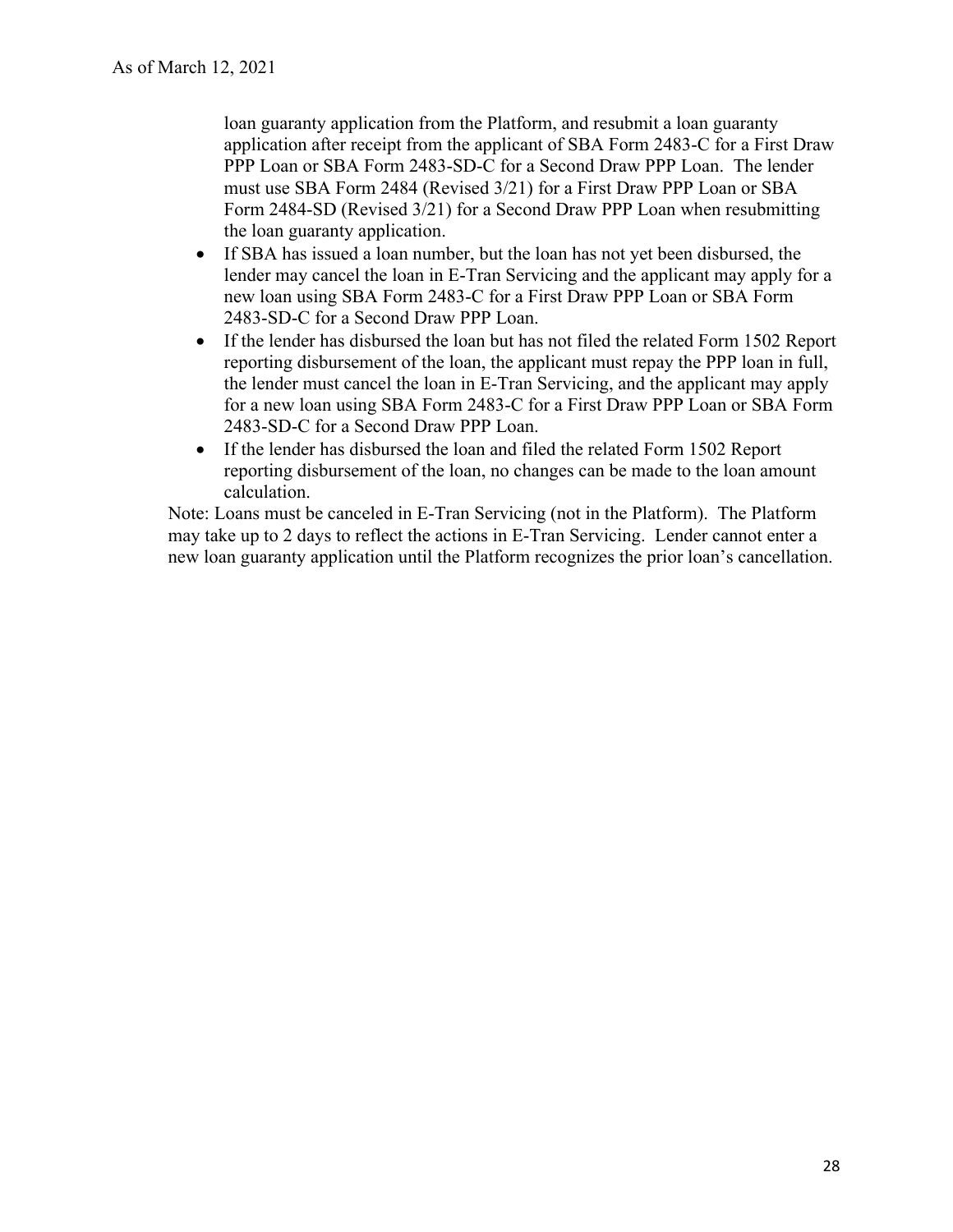loan guaranty application from the Platform, and resubmit a loan guaranty application after receipt from the applicant of SBA Form 2483-C for a First Draw PPP Loan or SBA Form 2483-SD-C for a Second Draw PPP Loan. The lender must use SBA Form 2484 (Revised 3/21) for a First Draw PPP Loan or SBA Form 2484-SD (Revised 3/21) for a Second Draw PPP Loan when resubmitting the loan guaranty application.

- If SBA has issued a loan number, but the loan has not yet been disbursed, the lender may cancel the loan in E-Tran Servicing and the applicant may apply for a new loan using SBA Form 2483-C for a First Draw PPP Loan or SBA Form 2483-SD-C for a Second Draw PPP Loan.
- If the lender has disbursed the loan but has not filed the related Form 1502 Report reporting disbursement of the loan, the applicant must repay the PPP loan in full, the lender must cancel the loan in E-Tran Servicing, and the applicant may apply for a new loan using SBA Form 2483-C for a First Draw PPP Loan or SBA Form 2483-SD-C for a Second Draw PPP Loan.
- If the lender has disbursed the loan and filed the related Form 1502 Report reporting disbursement of the loan, no changes can be made to the loan amount calculation.

Note: Loans must be canceled in E-Tran Servicing (not in the Platform). The Platform may take up to 2 days to reflect the actions in E-Tran Servicing. Lender cannot enter a new loan guaranty application until the Platform recognizes the prior loan's cancellation.